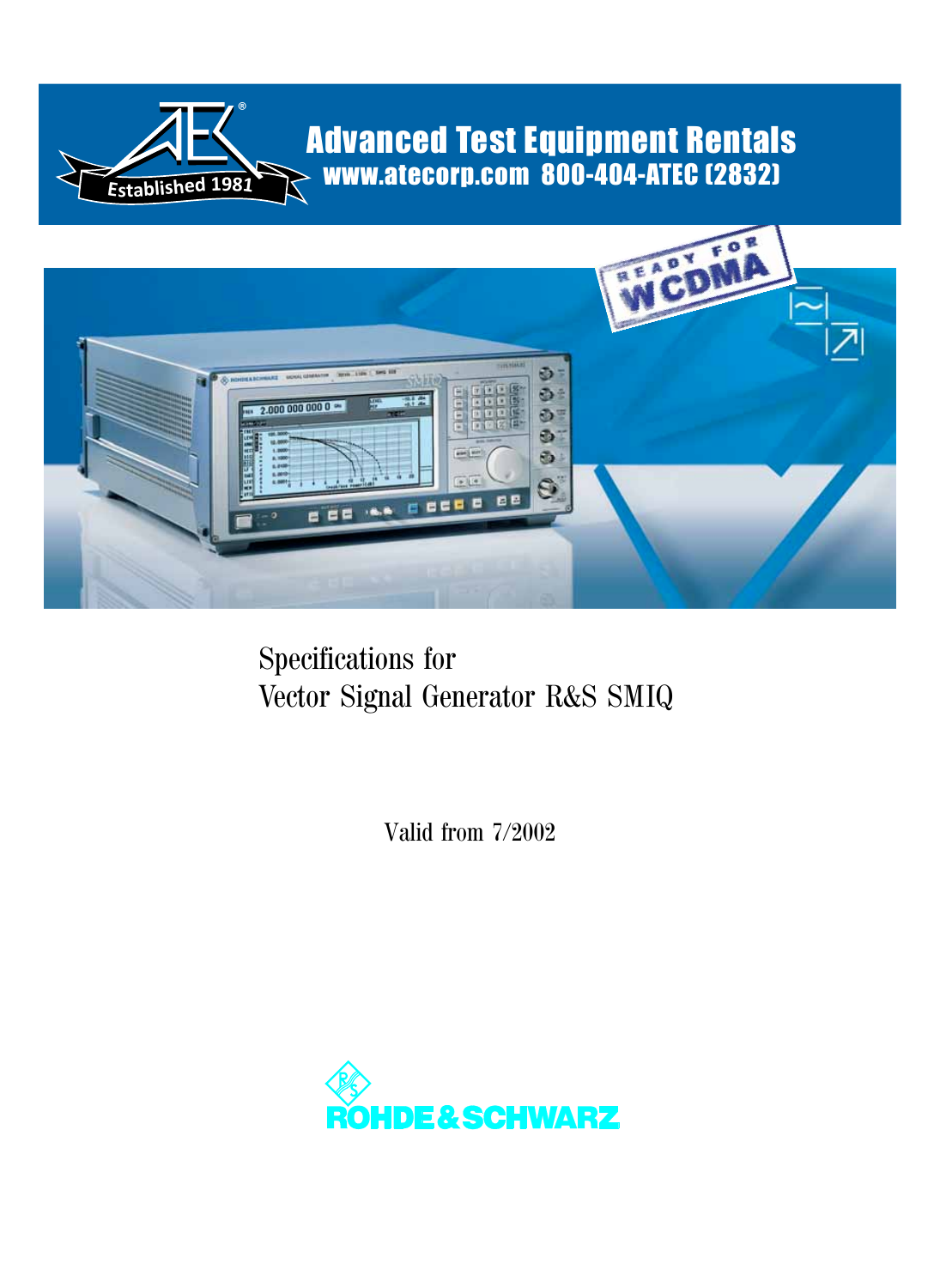Advanced Test Equipment Rentals
www.atecorp.com 800-404-ATEC (2832)

Established 1981

# Specifications for
# Vector Signal Generator R&S SMIQ

Valid from 7/2002

ROHDE&SCHWARZ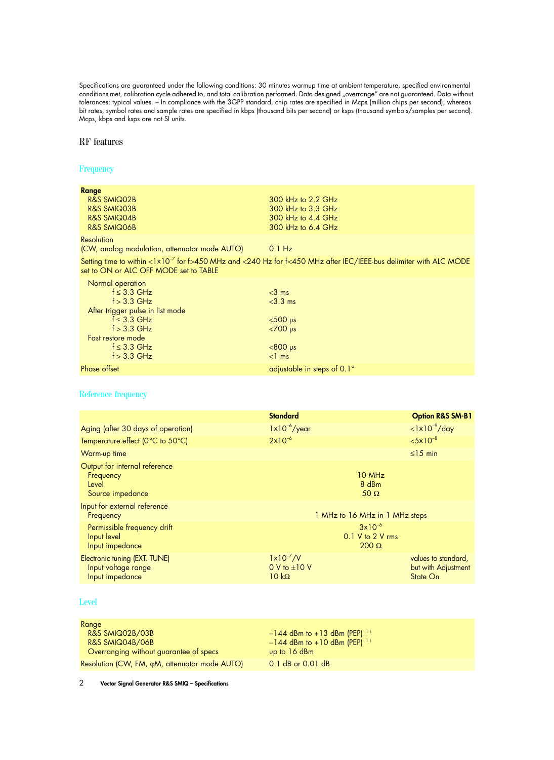Specifications are guaranteed under the following conditions: 30 minutes warmup time at ambient temperature, specified environmental conditions met, calibration cycle adhered to, and total calibration performed. Data designed „overrange" are not guaranteed. Data without tolerances: typical values. – In compliance with the 3GPP standard, chip rates are specified in Mcps (million chips per second), whereas bit rates, symbol rates and sample rates are specified in kbps (thousand bits per second) or ksps (thousand symbols/samples per second). Mcps, kbps and ksps are not SI units.

# RF features

## Frequency

| | |
|---|---|
| **Range** | |
| R&S SMIQ02B | 300 kHz to 2.2 GHz |
| R&S SMIQ03B | 300 kHz to 3.3 GHz |
| R&S SMIQ04B | 300 kHz to 4.4 GHz |
| R&S SMIQ06B | 300 kHz to 6.4 GHz |
| Resolution (CW, analog modulation, attenuator mode AUTO) | 0.1 Hz |
| Setting time to within $<1\times10^{-7}$ for f>450 MHz and <240 Hz for f<450 MHz after IEC/IEEE-bus delimiter with ALC MODE set to ON or ALC OFF MODE set to TABLE | |
| Normal operation | |
| f ≤ 3.3 GHz | <3 ms |
| f > 3.3 GHz | <3.3 ms |
| After trigger pulse in list mode | |
| f ≤ 3.3 GHz | <500 µs |
| f > 3.3 GHz | <700 µs |
| Fast restore mode | |
| f ≤ 3.3 GHz | <800 µs |
| f > 3.3 GHz | <1 ms |
| Phase offset | adjustable in steps of 0.1° |

## Reference frequency

| | Standard | Option R&S SM-B1 |
|---|---|---|
| Aging (after 30 days of operation) | $1\times10^{-6}$/year | $<1\times10^{-9}$/day |
| Temperature effect (0°C to 50°C) | $2\times10^{-6}$ | $<5\times10^{-8}$ |
| Warm-up time | | ≤15 min |
| Output for internal reference | | |
| Frequency | 10 MHz | |
| Level | 8 dBm | |
| Source impedance | 50 Ω | |
| Input for external reference | | |
| Frequency | 1 MHz to 16 MHz in 1 MHz steps | |
| Permissible frequency drift | $3\times10^{-6}$ | |
| Input level | 0.1 V to 2 V rms | |
| Input impedance | 200 Ω | |
| Electronic tuning (EXT. TUNE) | $1\times10^{-7}$/V | values to standard, but with Adjustment State On |
| Input voltage range | 0 V to ±10 V | |
| Input impedance | 10 kΩ | |

## Level

| | |
|---|---|
| Range | |
| R&S SMIQ02B/03B | –144 dBm to +13 dBm (PEP) [1] |
| R&S SMIQ04B/06B | –144 dBm to +10 dBm (PEP) [1] |
| Overranging without guarantee of specs | up to 16 dBm |
| Resolution (CW, FM, φM, attenuator mode AUTO) | 0.1 dB or 0.01 dB |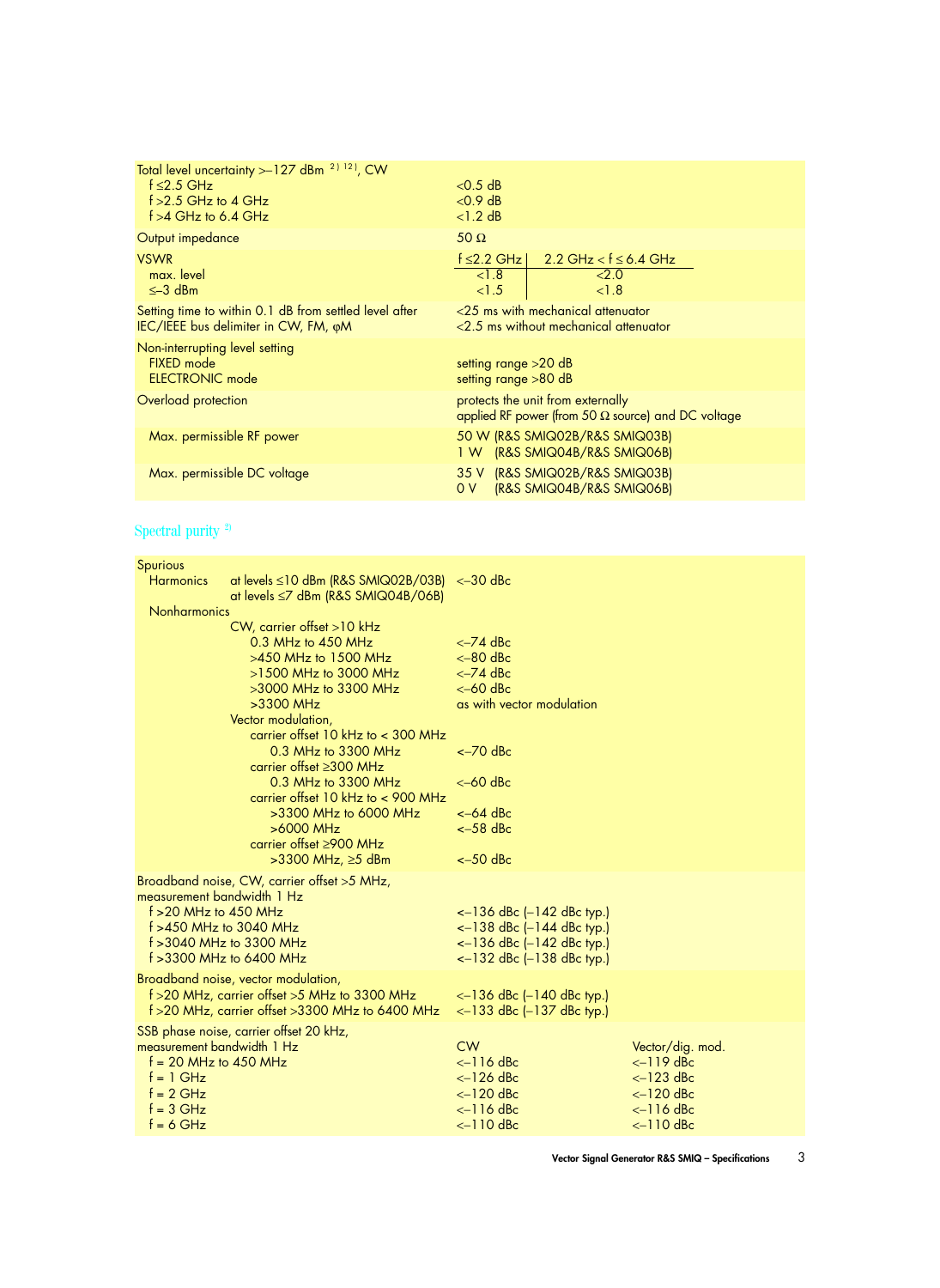| | |
|---|---|
| Total level uncertainty >–127 dBm [2) 12)], CW | |
| f ≤2.5 GHz | <0.5 dB |
| f >2.5 GHz to 4 GHz | <0.9 dB |
| f >4 GHz to 6.4 GHz | <1.2 dB |
| Output impedance | 50 Ω |
| VSWR | f ≤2.2 GHz / 2.2 GHz < f ≤ 6.4 GHz |
| max. level | <1.8 / <2.0 |
| ≤–3 dBm | <1.5 / <1.8 |
| Setting time to within 0.1 dB from settled level after IEC/IEEE bus delimiter in CW, FM, φM | <25 ms with mechanical attenuator<br><2.5 ms without mechanical attenuator |
| Non-interrupting level setting | |
| FIXED mode | setting range >20 dB |
| ELECTRONIC mode | setting range >80 dB |
| Overload protection | protects the unit from externally applied RF power (from 50 Ω source) and DC voltage |
| Max. permissible RF power | 50 W (R&S SMIQ02B/R&S SMIQ03B)<br>1 W (R&S SMIQ04B/R&S SMIQ06B) |
| Max. permissible DC voltage | 35 V (R&S SMIQ02B/R&S SMIQ03B)<br>0 V (R&S SMIQ04B/R&S SMIQ06B) |

## Spectral purity [2)]

| | |
|---|---|
| Spurious | |
| Harmonics at levels ≤10 dBm (R&S SMIQ02B/03B) at levels ≤7 dBm (R&S SMIQ04B/06B) | <–30 dBc |
| Nonharmonics | |
| CW, carrier offset >10 kHz | |
| 0.3 MHz to 450 MHz | <–74 dBc |
| >450 MHz to 1500 MHz | <–80 dBc |
| >1500 MHz to 3000 MHz | <–74 dBc |
| >3000 MHz to 3300 MHz | <–60 dBc |
| >3300 MHz | as with vector modulation |
| Vector modulation, | |
| carrier offset 10 kHz to < 300 MHz | |
| 0.3 MHz to 3300 MHz | <–70 dBc |
| carrier offset ≥300 MHz | |
| 0.3 MHz to 3300 MHz | <–60 dBc |
| carrier offset 10 kHz to < 900 MHz | |
| >3300 MHz to 6000 MHz | <–64 dBc |
| >6000 MHz | <–58 dBc |
| carrier offset ≥900 MHz | |
| >3300 MHz, ≥5 dBm | <–50 dBc |
| Broadband noise, CW, carrier offset >5 MHz, measurement bandwidth 1 Hz | |
| f >20 MHz to 450 MHz | <–136 dBc (–142 dBc typ.) |
| f >450 MHz to 3040 MHz | <–138 dBc (–144 dBc typ.) |
| f >3040 MHz to 3300 MHz | <–136 dBc (–142 dBc typ.) |
| f >3300 MHz to 6400 MHz | <–132 dBc (–138 dBc typ.) |
| Broadband noise, vector modulation, | |
| f >20 MHz, carrier offset >5 MHz to 3300 MHz | <–136 dBc (–140 dBc typ.) |
| f >20 MHz, carrier offset >3300 MHz to 6400 MHz | <–133 dBc (–137 dBc typ.) |

| SSB phase noise, carrier offset 20 kHz, measurement bandwidth 1 Hz | CW | Vector/dig. mod. |
|---|---|---|
| f = 20 MHz to 450 MHz | <–116 dBc | <–119 dBc |
| f = 1 GHz | <–126 dBc | <–123 dBc |
| f = 2 GHz | <–120 dBc | <–120 dBc |
| f = 3 GHz | <–116 dBc | <–116 dBc |
| f = 6 GHz | <–110 dBc | <–110 dBc |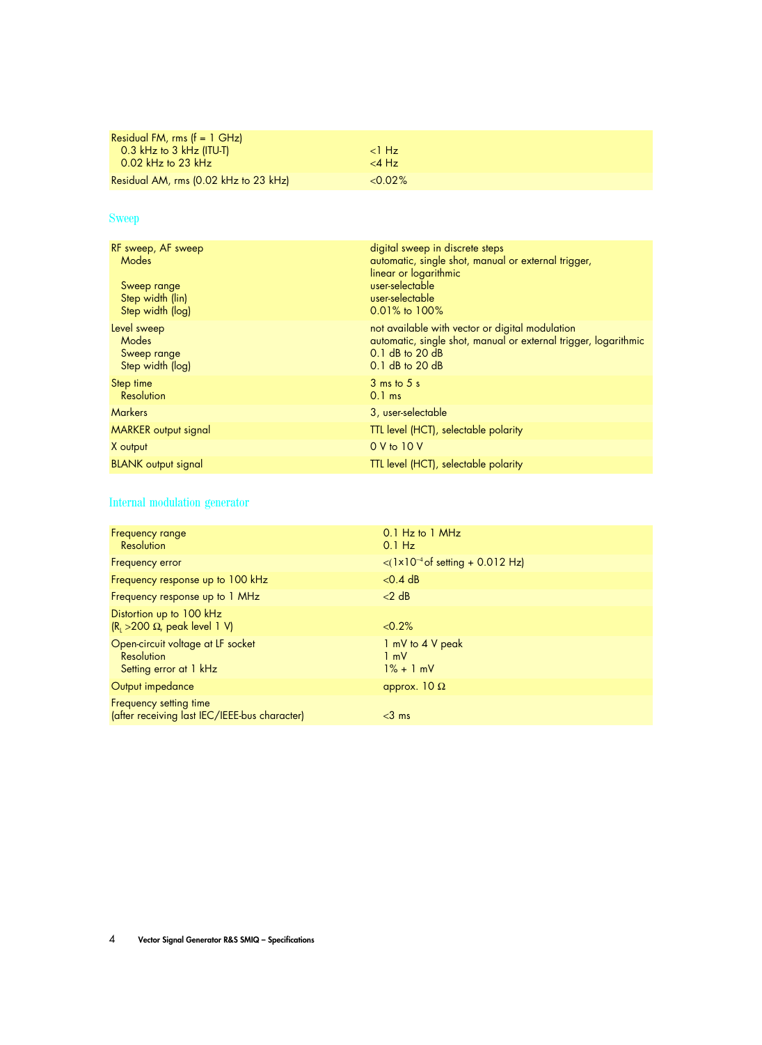| | |
|---|---|
| Residual FM, rms (f = 1 GHz)<br>0.3 kHz to 3 kHz (ITU-T)<br>0.02 kHz to 23 kHz | <br><1 Hz<br><4 Hz |
| Residual AM, rms (0.02 kHz to 23 kHz) | <0.02% |

## Sweep

| | |
|---|---|
| RF sweep, AF sweep<br>Modes<br><br>Sweep range<br>Step width (lin)<br>Step width (log) | digital sweep in discrete steps<br>automatic, single shot, manual or external trigger,<br>linear or logarithmic<br>user-selectable<br>user-selectable<br>0.01% to 100% |
| Level sweep<br>Modes<br>Sweep range<br>Step width (log) | not available with vector or digital modulation<br>automatic, single shot, manual or external trigger, logarithmic<br>0.1 dB to 20 dB<br>0.1 dB to 20 dB |
| Step time<br>Resolution | 3 ms to 5 s<br>0.1 ms |
| Markers | 3, user-selectable |
| MARKER output signal | TTL level (HCT), selectable polarity |
| X output | 0 V to 10 V |
| BLANK output signal | TTL level (HCT), selectable polarity |

## Internal modulation generator

| | |
|---|---|
| Frequency range<br>Resolution | 0.1 Hz to 1 MHz<br>0.1 Hz |
| Frequency error | <($1\times10^{-4}$ of setting + 0.012 Hz) |
| Frequency response up to 100 kHz | <0.4 dB |
| Frequency response up to 1 MHz | <2 dB |
| Distortion up to 100 kHz<br>($R_L$ >200 Ω, peak level 1 V) | <br><0.2% |
| Open-circuit voltage at LF socket<br>Resolution<br>Setting error at 1 kHz | 1 mV to 4 V peak<br>1 mV<br>1% + 1 mV |
| Output impedance | approx. 10 Ω |
| Frequency setting time<br>(after receiving last IEC/IEEE-bus character) | <br><3 ms |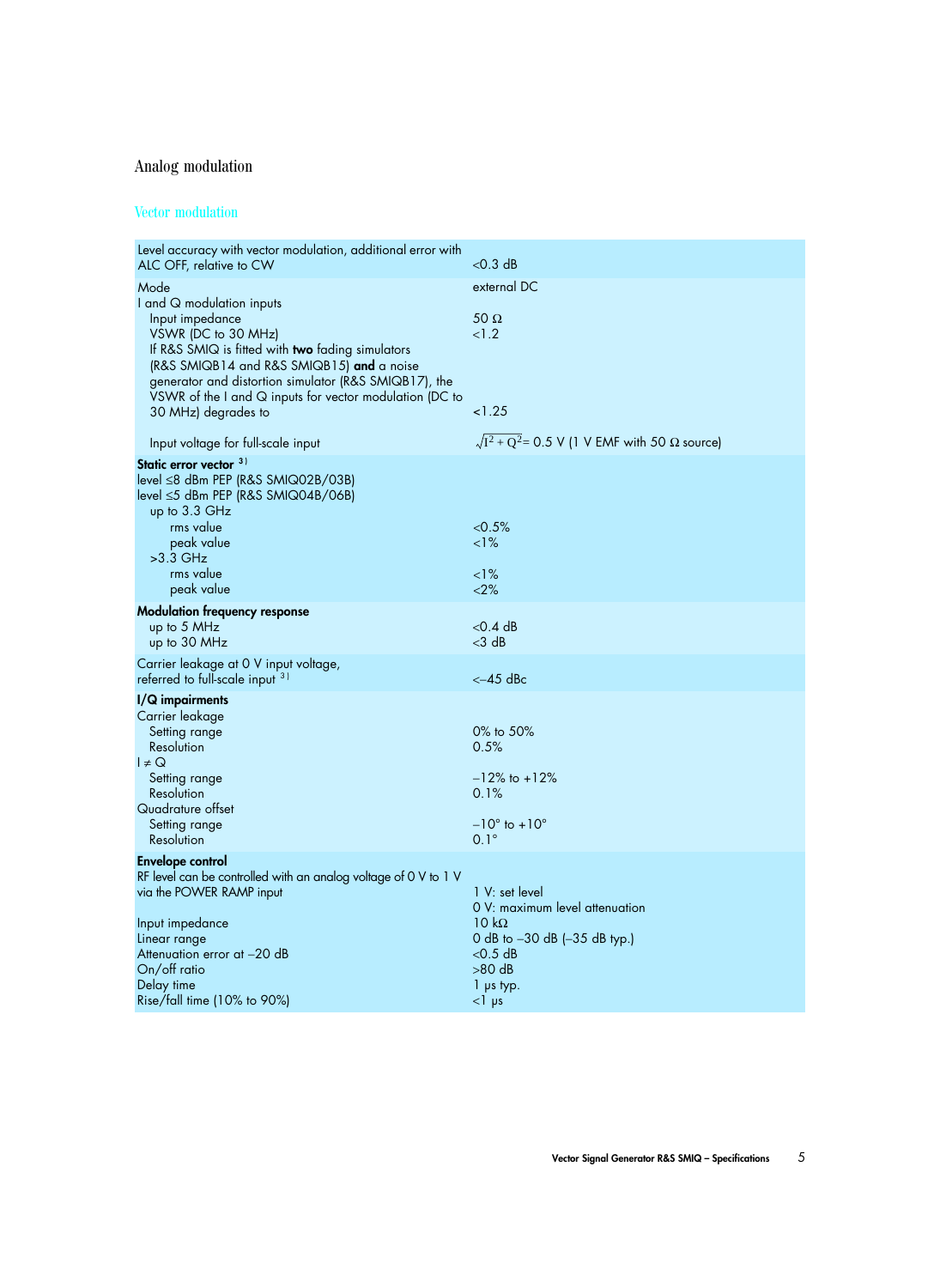# Analog modulation

## Vector modulation

| | |
|---|---|
| Level accuracy with vector modulation, additional error with ALC OFF, relative to CW | <0.3 dB |
| Mode | external DC |
| I and Q modulation inputs | |
| Input impedance | 50 Ω |
| VSWR (DC to 30 MHz) | <1.2 |
| If R&S SMIQ is fitted with **two** fading simulators (R&S SMIQB14 and R&S SMIQB15) **and** a noise generator and distortion simulator (R&S SMIQB17), the VSWR of the I and Q inputs for vector modulation (DC to 30 MHz) degrades to | <1.25 |
| Input voltage for full-scale input | $\sqrt{I^2 + Q^2}$ = 0.5 V (1 V EMF with 50 Ω source) |
| **Static error vector** [3] | |
| level ≤8 dBm PEP (R&S SMIQ02B/03B) | |
| level ≤5 dBm PEP (R&S SMIQ04B/06B) | |
| up to 3.3 GHz | |
| rms value | <0.5% |
| peak value | <1% |
| >3.3 GHz | |
| rms value | <1% |
| peak value | <2% |
| **Modulation frequency response** | |
| up to 5 MHz | <0.4 dB |
| up to 30 MHz | <3 dB |
| Carrier leakage at 0 V input voltage, referred to full-scale input [3] | <–45 dBc |
| **I/Q impairments** | |
| Carrier leakage | |
| Setting range | 0% to 50% |
| Resolution | 0.5% |
| I ≠ Q | |
| Setting range | –12% to +12% |
| Resolution | 0.1% |
| Quadrature offset | |
| Setting range | –10° to +10° |
| Resolution | 0.1° |
| **Envelope control** | |
| RF level can be controlled with an analog voltage of 0 V to 1 V via the POWER RAMP input | 1 V: set level<br>0 V: maximum level attenuation |
| Input impedance | 10 kΩ |
| Linear range | 0 dB to –30 dB (–35 dB typ.) |
| Attenuation error at –20 dB | <0.5 dB |
| On/off ratio | >80 dB |
| Delay time | 1 µs typ. |
| Rise/fall time (10% to 90%) | <1 µs |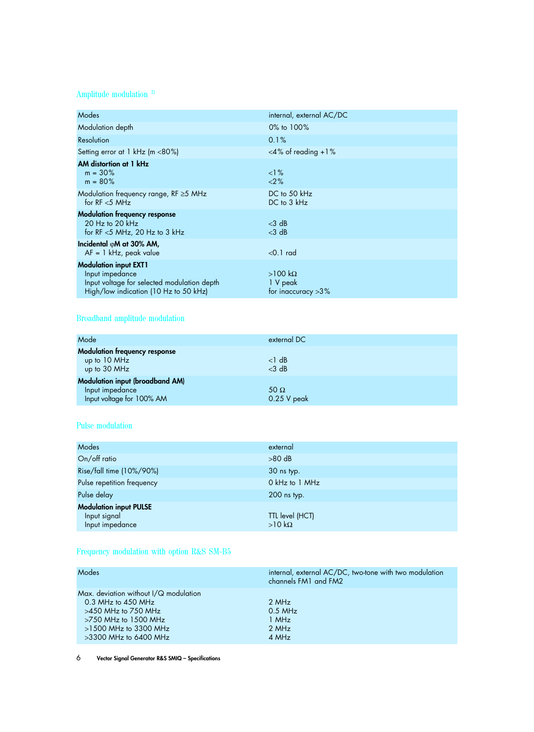## Amplitude modulation [2]

| | |
|---|---|
| Modes | internal, external AC/DC |
| Modulation depth | 0% to 100% |
| Resolution | 0.1% |
| Setting error at 1 kHz (m <80%) | <4% of reading +1% |
| **AM distortion at 1 kHz** | |
| m = 30% | <1% |
| m = 80% | <2% |
| Modulation frequency range, RF ≥5 MHz | DC to 50 kHz |
| for RF <5 MHz | DC to 3 kHz |
| **Modulation frequency response** | |
| 20 Hz to 20 kHz | <3 dB |
| for RF <5 MHz, 20 Hz to 3 kHz | <3 dB |
| **Incidental φM at 30% AM,** | |
| AF = 1 kHz, peak value | <0.1 rad |
| **Modulation input EXT1** | |
| Input impedance | >100 kΩ |
| Input voltage for selected modulation depth | 1 V peak |
| High/low indication (10 Hz to 50 kHz) | for inaccuracy >3% |

## Broadband amplitude modulation

| | |
|---|---|
| Mode | external DC |
| **Modulation frequency response** | |
| up to 10 MHz | <1 dB |
| up to 30 MHz | <3 dB |
| **Modulation input (broadband AM)** | |
| Input impedance | 50 Ω |
| Input voltage for 100% AM | 0.25 V peak |

## Pulse modulation

| | |
|---|---|
| Modes | external |
| On/off ratio | >80 dB |
| Rise/fall time (10%/90%) | 30 ns typ. |
| Pulse repetition frequency | 0 kHz to 1 MHz |
| Pulse delay | 200 ns typ. |
| **Modulation input PULSE** | |
| Input signal | TTL level (HCT) |
| Input impedance | >10 kΩ |

## Frequency modulation with option R&S SM-B5

| | |
|---|---|
| Modes | internal, external AC/DC, two-tone with two modulation channels FM1 and FM2 |
| Max. deviation without I/Q modulation | |
| 0.3 MHz to 450 MHz | 2 MHz |
| >450 MHz to 750 MHz | 0.5 MHz |
| >750 MHz to 1500 MHz | 1 MHz |
| >1500 MHz to 3300 MHz | 2 MHz |
| >3300 MHz to 6400 MHz | 4 MHz |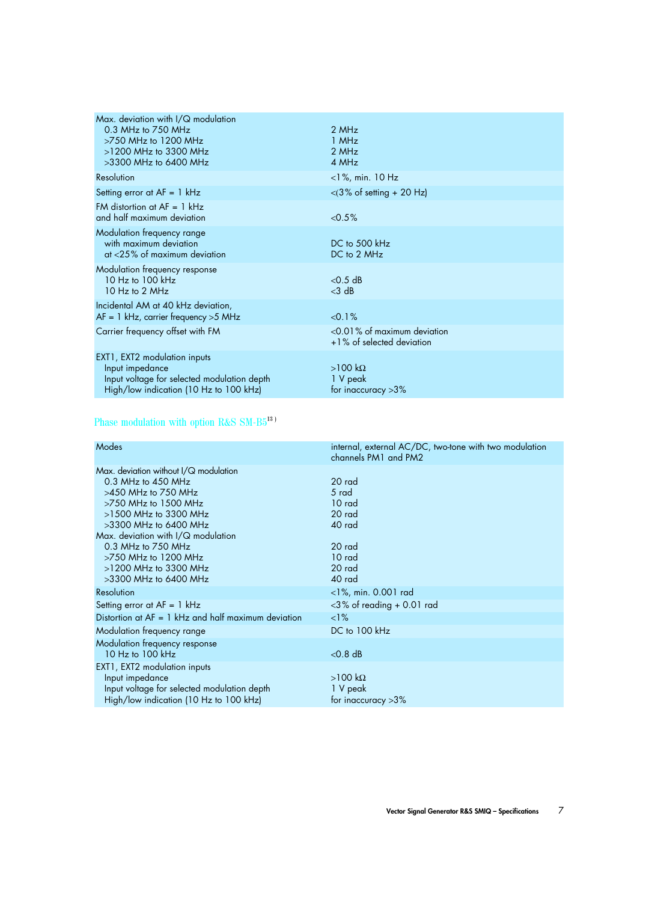| | |
|---|---|
| Max. deviation with I/Q modulation<br>0.3 MHz to 750 MHz<br>>750 MHz to 1200 MHz<br>>1200 MHz to 3300 MHz<br>>3300 MHz to 6400 MHz | <br>2 MHz<br>1 MHz<br>2 MHz<br>4 MHz |
| Resolution | <1%, min. 10 Hz |
| Setting error at AF = 1 kHz | <(3% of setting + 20 Hz) |
| FM distortion at AF = 1 kHz and half maximum deviation | <0.5% |
| Modulation frequency range<br>with maximum deviation<br>at <25% of maximum deviation | <br>DC to 500 kHz<br>DC to 2 MHz |
| Modulation frequency response<br>10 Hz to 100 kHz<br>10 Hz to 2 MHz | <br><0.5 dB<br><3 dB |
| Incidental AM at 40 kHz deviation, AF = 1 kHz, carrier frequency >5 MHz | <0.1% |
| Carrier frequency offset with FM | <0.01% of maximum deviation +1% of selected deviation |
| EXT1, EXT2 modulation inputs<br>Input impedance<br>Input voltage for selected modulation depth<br>High/low indication (10 Hz to 100 kHz) | <br>>100 kΩ<br>1 V peak<br>for inaccuracy >3% |

## Phase modulation with option R&S SM-B5[13]

| | |
|---|---|
| Modes | internal, external AC/DC, two-tone with two modulation channels PM1 and PM2 |
| Max. deviation without I/Q modulation<br>0.3 MHz to 450 MHz<br>>450 MHz to 750 MHz<br>>750 MHz to 1500 MHz<br>>1500 MHz to 3300 MHz<br>>3300 MHz to 6400 MHz<br>Max. deviation with I/Q modulation<br>0.3 MHz to 750 MHz<br>>750 MHz to 1200 MHz<br>>1200 MHz to 3300 MHz<br>>3300 MHz to 6400 MHz | <br>20 rad<br>5 rad<br>10 rad<br>20 rad<br>40 rad<br><br>20 rad<br>10 rad<br>20 rad<br>40 rad |
| Resolution | <1%, min. 0.001 rad |
| Setting error at AF = 1 kHz | <3% of reading + 0.01 rad |
| Distortion at AF = 1 kHz and half maximum deviation | <1% |
| Modulation frequency range | DC to 100 kHz |
| Modulation frequency response<br>10 Hz to 100 kHz | <br><0.8 dB |
| EXT1, EXT2 modulation inputs<br>Input impedance<br>Input voltage for selected modulation depth<br>High/low indication (10 Hz to 100 kHz) | <br>>100 kΩ<br>1 V peak<br>for inaccuracy >3% |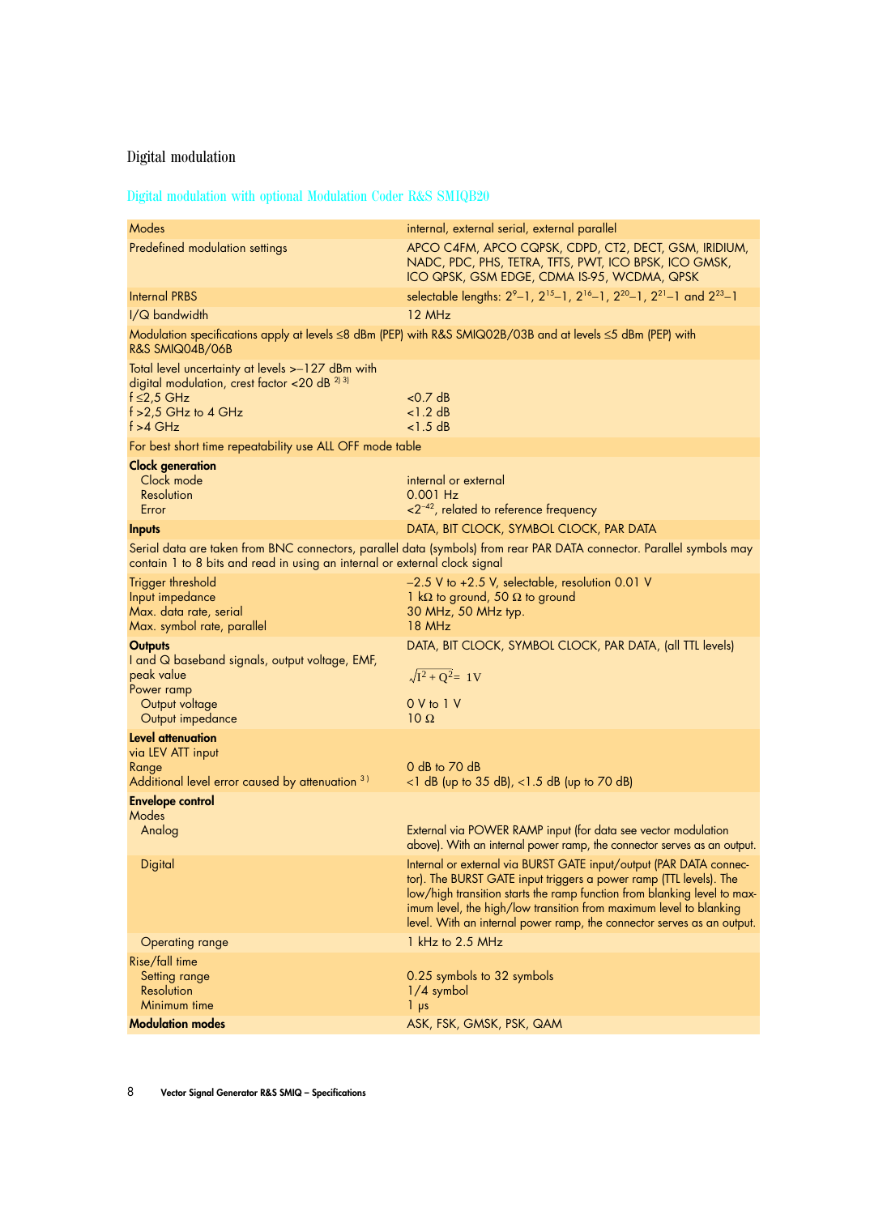# Digital modulation

## Digital modulation with optional Modulation Coder R&S SMIQB20

| | |
|---|---|
| Modes | internal, external serial, external parallel |
| Predefined modulation settings | APCO C4FM, APCO CQPSK, CDPD, CT2, DECT, GSM, IRIDIUM, NADC, PDC, PHS, TETRA, TFTS, PWT, ICO BPSK, ICO GMSK, ICO QPSK, GSM EDGE, CDMA IS-95, WCDMA, QPSK |
| Internal PRBS | selectable lengths: $2^9$–1, $2^{15}$–1, $2^{16}$–1, $2^{20}$–1, $2^{21}$–1 and $2^{23}$–1 |
| I/Q bandwidth | 12 MHz |
| Modulation specifications apply at levels ≤8 dBm (PEP) with R&S SMIQ02B/03B and at levels ≤5 dBm (PEP) with R&S SMIQ04B/06B | |
| Total level uncertainty at levels >–127 dBm with digital modulation, crest factor <20 dB [2) 3)] | |
| f ≤2,5 GHz | <0.7 dB |
| f >2,5 GHz to 4 GHz | <1.2 dB |
| f >4 GHz | <1.5 dB |
| For best short time repeatability use ALL OFF mode table | |
| **Clock generation** | |
| Clock mode | internal or external |
| Resolution | 0.001 Hz |
| Error | $<2^{-42}$, related to reference frequency |
| **Inputs** | DATA, BIT CLOCK, SYMBOL CLOCK, PAR DATA |
| Serial data are taken from BNC connectors, parallel data (symbols) from rear PAR DATA connector. Parallel symbols may contain 1 to 8 bits and read in using an internal or external clock signal | |
| Trigger threshold | –2.5 V to +2.5 V, selectable, resolution 0.01 V |
| Input impedance | 1 kΩ to ground, 50 Ω to ground |
| Max. data rate, serial | 30 MHz, 50 MHz typ. |
| Max. symbol rate, parallel | 18 MHz |
| **Outputs** | DATA, BIT CLOCK, SYMBOL CLOCK, PAR DATA, (all TTL levels) |
| I and Q baseband signals, output voltage, EMF, peak value | $\sqrt{I^2 + Q^2} = 1\text{V}$ |
| Power ramp | |
| Output voltage | 0 V to 1 V |
| Output impedance | 10 Ω |
| **Level attenuation** | |
| via LEV ATT input | |
| Range | 0 dB to 70 dB |
| Additional level error caused by attenuation [3)] | <1 dB (up to 35 dB), <1.5 dB (up to 70 dB) |
| **Envelope control** | |
| Modes | |
| Analog | External via POWER RAMP input (for data see vector modulation above). With an internal power ramp, the connector serves as an output. |
| Digital | Internal or external via BURST GATE input/output (PAR DATA connector). The BURST GATE input triggers a power ramp (TTL levels). The low/high transition starts the ramp function from blanking level to maximum level, the high/low transition from maximum level to blanking level. With an internal power ramp, the connector serves as an output. |
| Operating range | 1 kHz to 2.5 MHz |
| Rise/fall time | |
| Setting range | 0.25 symbols to 32 symbols |
| Resolution | 1/4 symbol |
| Minimum time | 1 µs |
| **Modulation modes** | ASK, FSK, GMSK, PSK, QAM |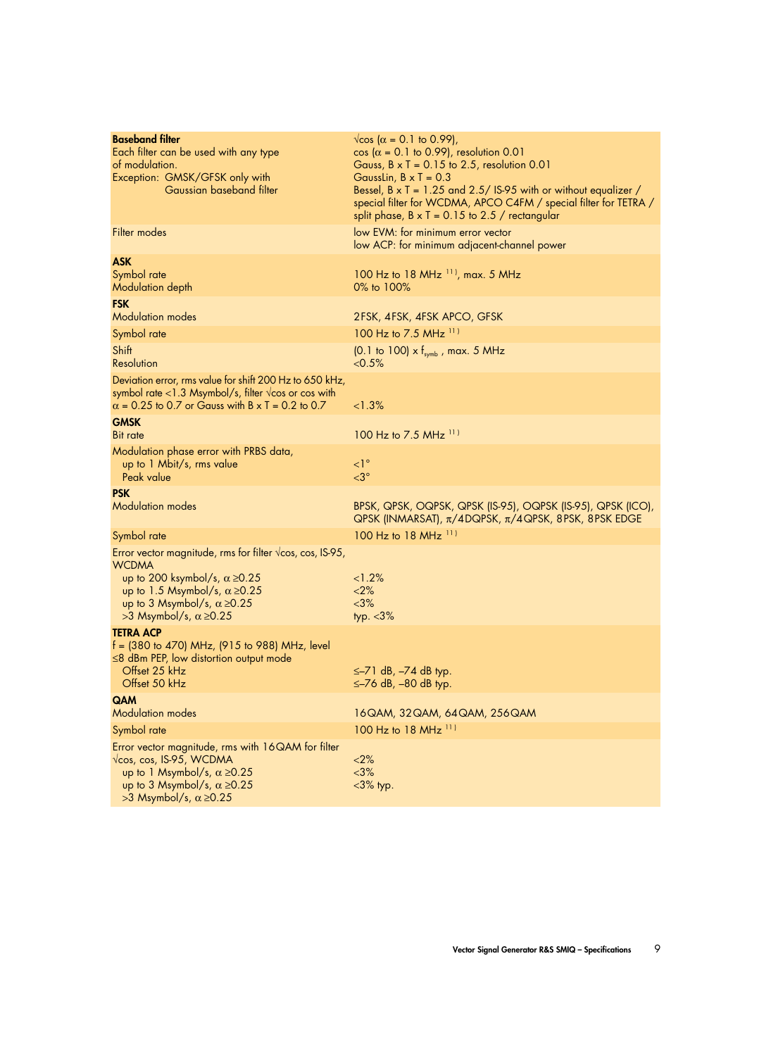| | |
|---|---|
| **Baseband filter**<br>Each filter can be used with any type of modulation.<br>Exception: GMSK/GFSK only with Gaussian baseband filter | √cos (α = 0.1 to 0.99),<br>cos (α = 0.1 to 0.99), resolution 0.01<br>Gauss, B x T = 0.15 to 2.5, resolution 0.01<br>GaussLin, B x T = 0.3<br>Bessel, B x T = 1.25 and 2.5/ IS-95 with or without equalizer / special filter for WCDMA, APCO C4FM / special filter for TETRA / split phase, B x T = 0.15 to 2.5 / rectangular |
| Filter modes | low EVM: for minimum error vector<br>low ACP: for minimum adjacent-channel power |
| **ASK**<br>Symbol rate<br>Modulation depth | <br>100 Hz to 18 MHz [11], max. 5 MHz<br>0% to 100% |
| **FSK**<br>Modulation modes | <br>2FSK, 4FSK, 4FSK APCO, GFSK |
| Symbol rate | 100 Hz to 7.5 MHz [11] |
| Shift<br>Resolution | (0.1 to 100) x $f_{symb}$ , max. 5 MHz<br><0.5% |
| Deviation error, rms value for shift 200 Hz to 650 kHz, symbol rate <1.3 Msymbol/s, filter √cos or cos with α = 0.25 to 0.7 or Gauss with B x T = 0.2 to 0.7 | <1.3% |
| **GMSK**<br>Bit rate | <br>100 Hz to 7.5 MHz [11] |
| Modulation phase error with PRBS data,<br>up to 1 Mbit/s, rms value<br>Peak value | <br><1°<br><3° |
| **PSK**<br>Modulation modes | <br>BPSK, QPSK, OQPSK, QPSK (IS-95), OQPSK (IS-95), QPSK (ICO), QPSK (INMARSAT), π/4DQPSK, π/4QPSK, 8PSK, 8PSK EDGE |
| Symbol rate | 100 Hz to 18 MHz [11] |
| Error vector magnitude, rms for filter √cos, cos, IS-95, WCDMA<br>up to 200 ksymbol/s, α ≥0.25<br>up to 1.5 Msymbol/s, α ≥0.25<br>up to 3 Msymbol/s, α ≥0.25<br>>3 Msymbol/s, α ≥0.25 | <br><br><1.2%<br><2%<br><3%<br>typ. <3% |
| **TETRA ACP**<br>f = (380 to 470) MHz, (915 to 988) MHz, level ≤8 dBm PEP, low distortion output mode<br>Offset 25 kHz<br>Offset 50 kHz | <br><br>≤–71 dB, –74 dB typ.<br>≤–76 dB, –80 dB typ. |
| **QAM**<br>Modulation modes | <br>16QAM, 32QAM, 64QAM, 256QAM |
| Symbol rate | 100 Hz to 18 MHz [11] |
| Error vector magnitude, rms with 16QAM for filter √cos, cos, IS-95, WCDMA<br>up to 1 Msymbol/s, α ≥0.25<br>up to 3 Msymbol/s, α ≥0.25<br>>3 Msymbol/s, α ≥0.25 | <br><2%<br><3%<br><3% typ. |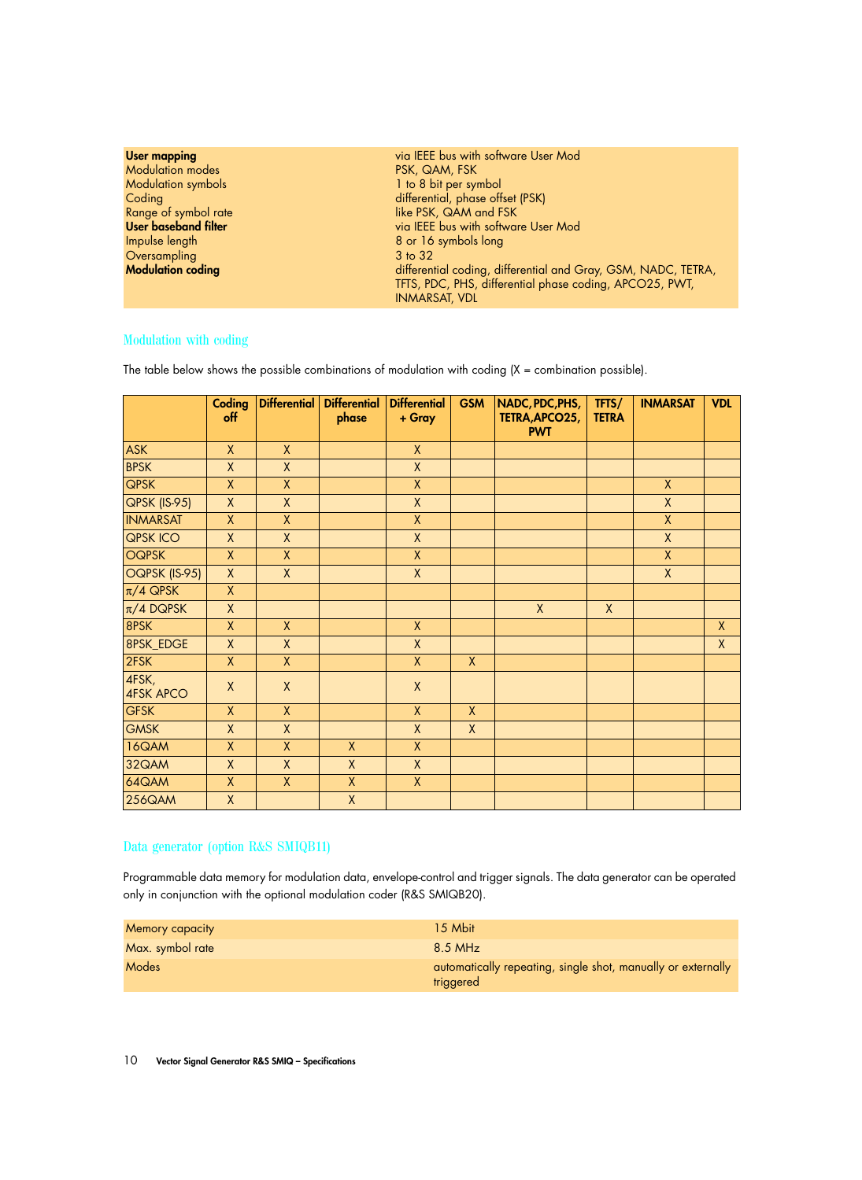| | |
|---|---|
| **User mapping** | via IEEE bus with software User Mod |
| Modulation modes | PSK, QAM, FSK |
| Modulation symbols | 1 to 8 bit per symbol |
| Coding | differential, phase offset (PSK) |
| Range of symbol rate | like PSK, QAM and FSK |
| **User baseband filter** | via IEEE bus with software User Mod |
| Impulse length | 8 or 16 symbols long |
| Oversampling | 3 to 32 |
| **Modulation coding** | differential coding, differential and Gray, GSM, NADC, TETRA, TFTS, PDC, PHS, differential phase coding, APCO25, PWT, INMARSAT, VDL |

## Modulation with coding

The table below shows the possible combinations of modulation with coding (X = combination possible).

| | Coding off | Differential | Differential phase | Differential + Gray | GSM | NADC, PDC, PHS, TETRA, APCO25, PWT | TFTS/ TETRA | INMARSAT | VDL |
|---|---|---|---|---|---|---|---|---|---|
| ASK | X | X | | X | | | | | |
| BPSK | X | X | | X | | | | | |
| QPSK | X | X | | X | | | | X | |
| QPSK (IS-95) | X | X | | X | | | | X | |
| INMARSAT | X | X | | X | | | | X | |
| QPSK ICO | X | X | | X | | | | X | |
| OQPSK | X | X | | X | | | | X | |
| OQPSK (IS-95) | X | X | | X | | | | X | |
| π/4 QPSK | X | | | | | | | | |
| π/4 DQPSK | X | | | | | X | X | | |
| 8PSK | X | X | | X | | | | | X |
| 8PSK_EDGE | X | X | | X | | | | | X |
| 2FSK | X | X | | X | X | | | | |
| 4FSK, 4FSK APCO | X | X | | X | | | | | |
| GFSK | X | X | | X | X | | | | |
| GMSK | X | X | | X | X | | | | |
| 16QAM | X | X | X | X | | | | | |
| 32QAM | X | X | X | X | | | | | |
| 64QAM | X | X | X | X | | | | | |
| 256QAM | X | | X | | | | | | |

## Data generator (option R&S SMIQB11)

Programmable data memory for modulation data, envelope-control and trigger signals. The data generator can be operated only in conjunction with the optional modulation coder (R&S SMIQB20).

| | |
|---|---|
| Memory capacity | 15 Mbit |
| Max. symbol rate | 8.5 MHz |
| Modes | automatically repeating, single shot, manually or externally triggered |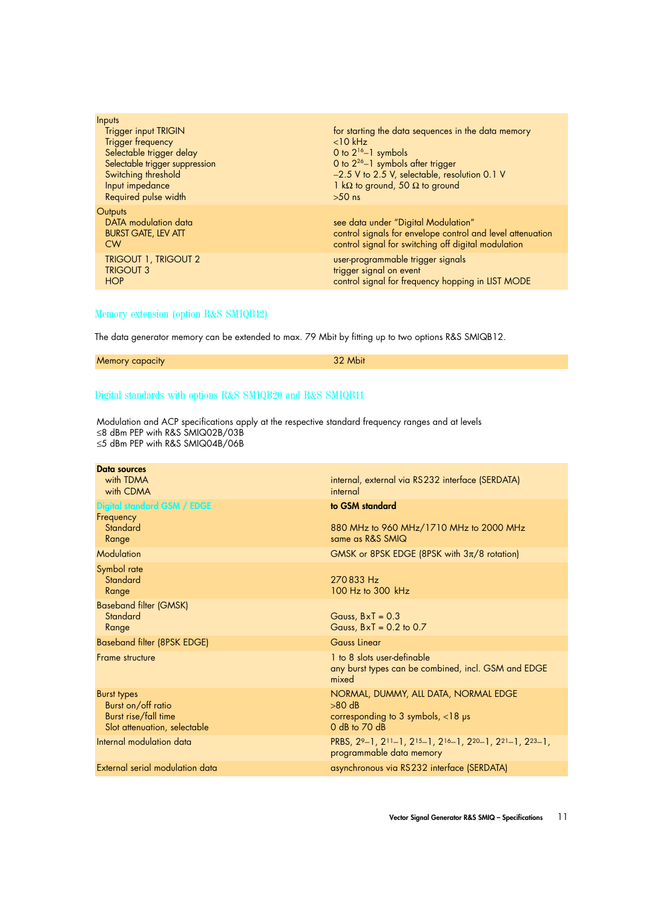| | |
|---|---|
| Inputs | |
| Trigger input TRIGIN | for starting the data sequences in the data memory |
| Trigger frequency | <10 kHz |
| Selectable trigger delay | 0 to $2^{16}$–1 symbols |
| Selectable trigger suppression | 0 to $2^{26}$–1 symbols after trigger |
| Switching threshold | –2.5 V to 2.5 V, selectable, resolution 0.1 V |
| Input impedance | 1 kΩ to ground, 50 Ω to ground |
| Required pulse width | >50 ns |
| Outputs | |
| DATA modulation data | see data under "Digital Modulation" |
| BURST GATE, LEV ATT | control signals for envelope control and level attenuation |
| CW | control signal for switching off digital modulation |
| TRIGOUT 1, TRIGOUT 2 | user-programmable trigger signals |
| TRIGOUT 3 | trigger signal on event |
| HOP | control signal for frequency hopping in LIST MODE |

## Memory extension (option R&S SMIQB12)

The data generator memory can be extended to max. 79 Mbit by fitting up to two options R&S SMIQB12.

| | |
|---|---|
| Memory capacity | 32 Mbit |

## Digital standards with options R&S SMIQB20 and R&S SMIQB11

Modulation and ACP specifications apply at the respective standard frequency ranges and at levels
≤8 dBm PEP with R&S SMIQ02B/03B
≤5 dBm PEP with R&S SMIQ04B/06B

| | |
|---|---|
| **Data sources** | |
| with TDMA | internal, external via RS232 interface (SERDATA) |
| with CDMA | internal |
| **Digital standard GSM / EDGE** | **to GSM standard** |
| Frequency | |
| Standard | 880 MHz to 960 MHz/1710 MHz to 2000 MHz |
| Range | same as R&S SMIQ |
| Modulation | GMSK or 8PSK EDGE (8PSK with 3π/8 rotation) |
| Symbol rate | |
| Standard | 270 833 Hz |
| Range | 100 Hz to 300 kHz |
| Baseband filter (GMSK) | |
| Standard | Gauss, BxT = 0.3 |
| Range | Gauss, BxT = 0.2 to 0.7 |
| Baseband filter (8PSK EDGE) | Gauss Linear |
| Frame structure | 1 to 8 slots user-definable<br>any burst types can be combined, incl. GSM and EDGE mixed |
| Burst types | NORMAL, DUMMY, ALL DATA, NORMAL EDGE |
| Burst on/off ratio | >80 dB |
| Burst rise/fall time | corresponding to 3 symbols, <18 µs |
| Slot attenuation, selectable | 0 dB to 70 dB |
| Internal modulation data | PRBS, $2^9$–1, $2^{11}$–1, $2^{15}$–1, $2^{16}$–1, $2^{20}$–1, $2^{21}$–1, $2^{23}$–1, programmable data memory |
| External serial modulation data | asynchronous via RS232 interface (SERDATA) |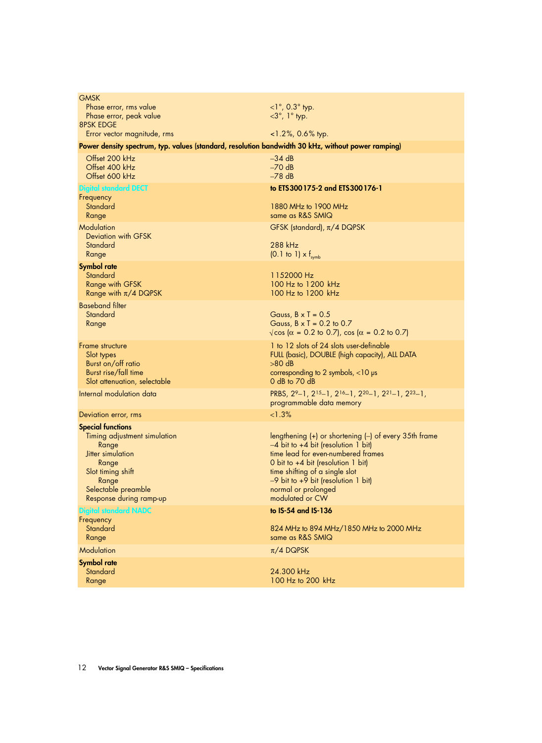| | |
|---|---|
| GMSK | |
| Phase error, rms value | <1°, 0.3° typ. |
| Phase error, peak value | <3°, 1° typ. |
| 8PSK EDGE | |
| Error vector magnitude, rms | <1.2%, 0.6% typ. |
| **Power density spectrum, typ. values (standard, resolution bandwidth 30 kHz, without power ramping)** | |
| Offset 200 kHz | –34 dB |
| Offset 400 kHz | –70 dB |
| Offset 600 kHz | –78 dB |

## Digital standard DECT

| | |
|---|---|
| **Digital standard DECT** | **to ETS300175-2 and ETS300176-1** |
| Frequency | |
| Standard | 1880 MHz to 1900 MHz |
| Range | same as R&S SMIQ |
| Modulation | GFSK (standard), $\pi$/4 DQPSK |
| Deviation with GFSK | |
| Standard | 288 kHz |
| Range | (0.1 to 1) x $f_{symb}$ |
| **Symbol rate** | |
| Standard | 1152000 Hz |
| Range with GFSK | 100 Hz to 1200 kHz |
| Range with $\pi$/4 DQPSK | 100 Hz to 1200 kHz |
| Baseband filter | |
| Standard | Gauss, B x T = 0.5 |
| Range | Gauss, B x T = 0.2 to 0.7<br>$\sqrt{\cos}$ ($\alpha$ = 0.2 to 0.7), cos ($\alpha$ = 0.2 to 0.7) |
| Frame structure | 1 to 12 slots of 24 slots user-definable |
| Slot types | FULL (basic), DOUBLE (high capacity), ALL DATA |
| Burst on/off ratio | >80 dB |
| Burst rise/fall time | corresponding to 2 symbols, <10 µs |
| Slot attenuation, selectable | 0 dB to 70 dB |
| Internal modulation data | PRBS, $2^9$–1, $2^{15}$–1, $2^{16}$–1, $2^{20}$–1, $2^{21}$–1, $2^{23}$–1, programmable data memory |
| Deviation error, rms | <1.3% |
| **Special functions** | |
| Timing adjustment simulation | lengthening (+) or shortening (–) of every 35th frame |
| Range | –4 bit to +4 bit (resolution 1 bit) |
| Jitter simulation | time lead for even-numbered frames |
| Range | 0 bit to +4 bit (resolution 1 bit) |
| Slot timing shift | time shifting of a single slot |
| Range | –9 bit to +9 bit (resolution 1 bit) |
| Selectable preamble | normal or prolonged |
| Response during ramp-up | modulated or CW |

## Digital standard NADC

| | |
|---|---|
| **Digital standard NADC** | **to IS-54 and IS-136** |
| Frequency | |
| Standard | 824 MHz to 894 MHz/1850 MHz to 2000 MHz |
| Range | same as R&S SMIQ |
| Modulation | $\pi$/4 DQPSK |
| **Symbol rate** | |
| Standard | 24.300 kHz |
| Range | 100 Hz to 200 kHz |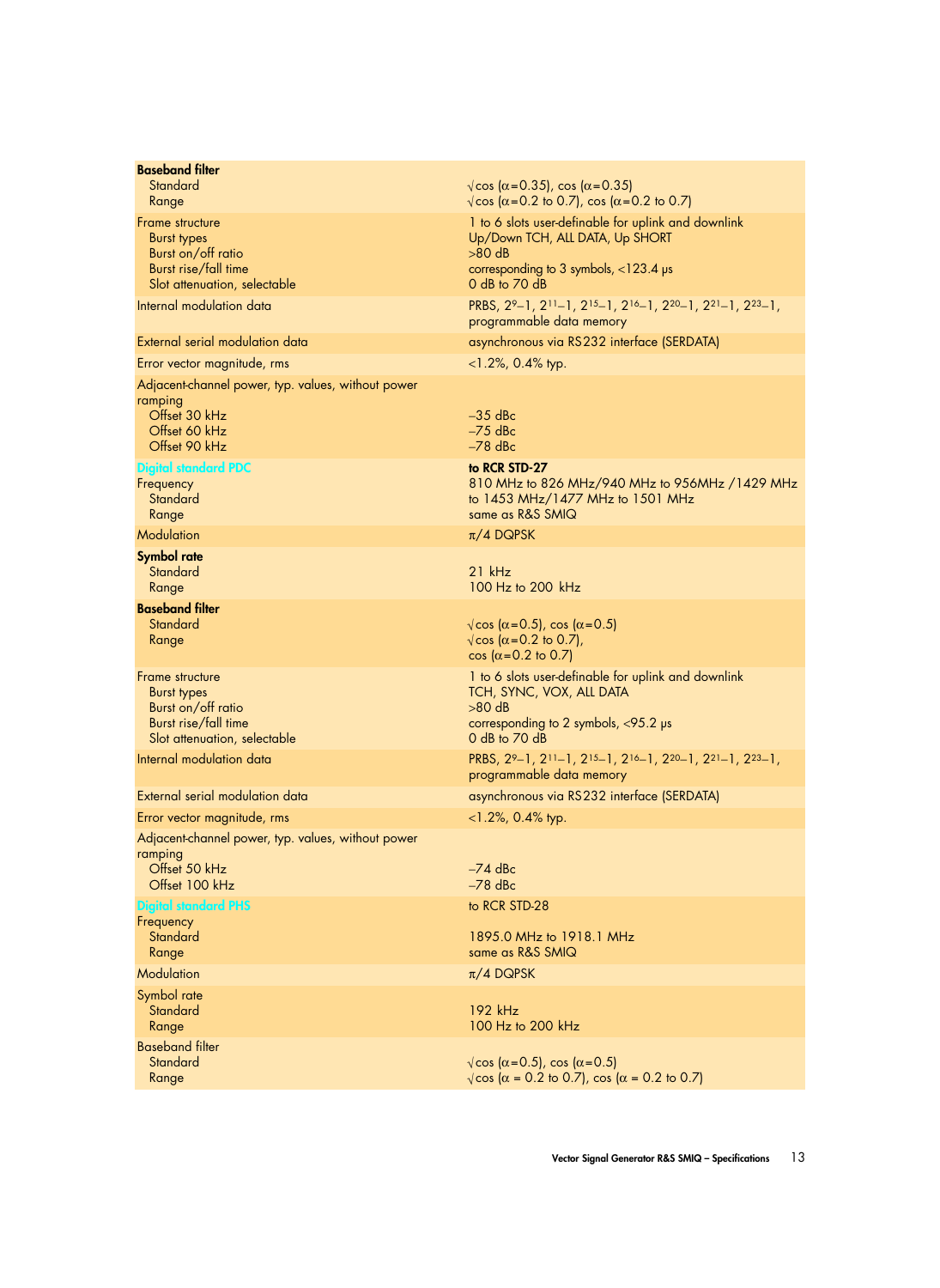| | |
|---|---|
| **Baseband filter** | |
| Standard | √cos (α=0.35), cos (α=0.35) |
| Range | √cos (α=0.2 to 0.7), cos (α=0.2 to 0.7) |
| Frame structure | 1 to 6 slots user-definable for uplink and downlink |
| Burst types | Up/Down TCH, ALL DATA, Up SHORT |
| Burst on/off ratio | >80 dB |
| Burst rise/fall time | corresponding to 3 symbols, <123.4 µs |
| Slot attenuation, selectable | 0 dB to 70 dB |
| Internal modulation data | PRBS, $2^9$–1, $2^{11}$–1, $2^{15}$–1, $2^{16}$–1, $2^{20}$–1, $2^{21}$–1, $2^{23}$–1, programmable data memory |
| External serial modulation data | asynchronous via RS232 interface (SERDATA) |
| Error vector magnitude, rms | <1.2%, 0.4% typ. |
| Adjacent-channel power, typ. values, without power ramping | |
| Offset 30 kHz | –35 dBc |
| Offset 60 kHz | –75 dBc |
| Offset 90 kHz | –78 dBc |
| **Digital standard PDC** | **to RCR STD-27** |
| Frequency | |
| Standard | 810 MHz to 826 MHz/940 MHz to 956MHz /1429 MHz to 1453 MHz/1477 MHz to 1501 MHz |
| Range | same as R&S SMIQ |
| Modulation | π/4 DQPSK |
| **Symbol rate** | |
| Standard | 21 kHz |
| Range | 100 Hz to 200 kHz |
| **Baseband filter** | |
| Standard | √cos (α=0.5), cos (α=0.5) |
| Range | √cos (α=0.2 to 0.7), cos (α=0.2 to 0.7) |
| Frame structure | 1 to 6 slots user-definable for uplink and downlink |
| Burst types | TCH, SYNC, VOX, ALL DATA |
| Burst on/off ratio | >80 dB |
| Burst rise/fall time | corresponding to 2 symbols, <95.2 µs |
| Slot attenuation, selectable | 0 dB to 70 dB |
| Internal modulation data | PRBS, $2^9$–1, $2^{11}$–1, $2^{15}$–1, $2^{16}$–1, $2^{20}$–1, $2^{21}$–1, $2^{23}$–1, programmable data memory |
| External serial modulation data | asynchronous via RS232 interface (SERDATA) |
| Error vector magnitude, rms | <1.2%, 0.4% typ. |
| Adjacent-channel power, typ. values, without power ramping | |
| Offset 50 kHz | –74 dBc |
| Offset 100 kHz | –78 dBc |
| **Digital standard PHS** | to RCR STD-28 |
| Frequency | |
| Standard | 1895.0 MHz to 1918.1 MHz |
| Range | same as R&S SMIQ |
| Modulation | π/4 DQPSK |
| Symbol rate | |
| Standard | 192 kHz |
| Range | 100 Hz to 200 kHz |
| Baseband filter | |
| Standard | √cos (α=0.5), cos (α=0.5) |
| Range | √cos (α = 0.2 to 0.7), cos (α = 0.2 to 0.7) |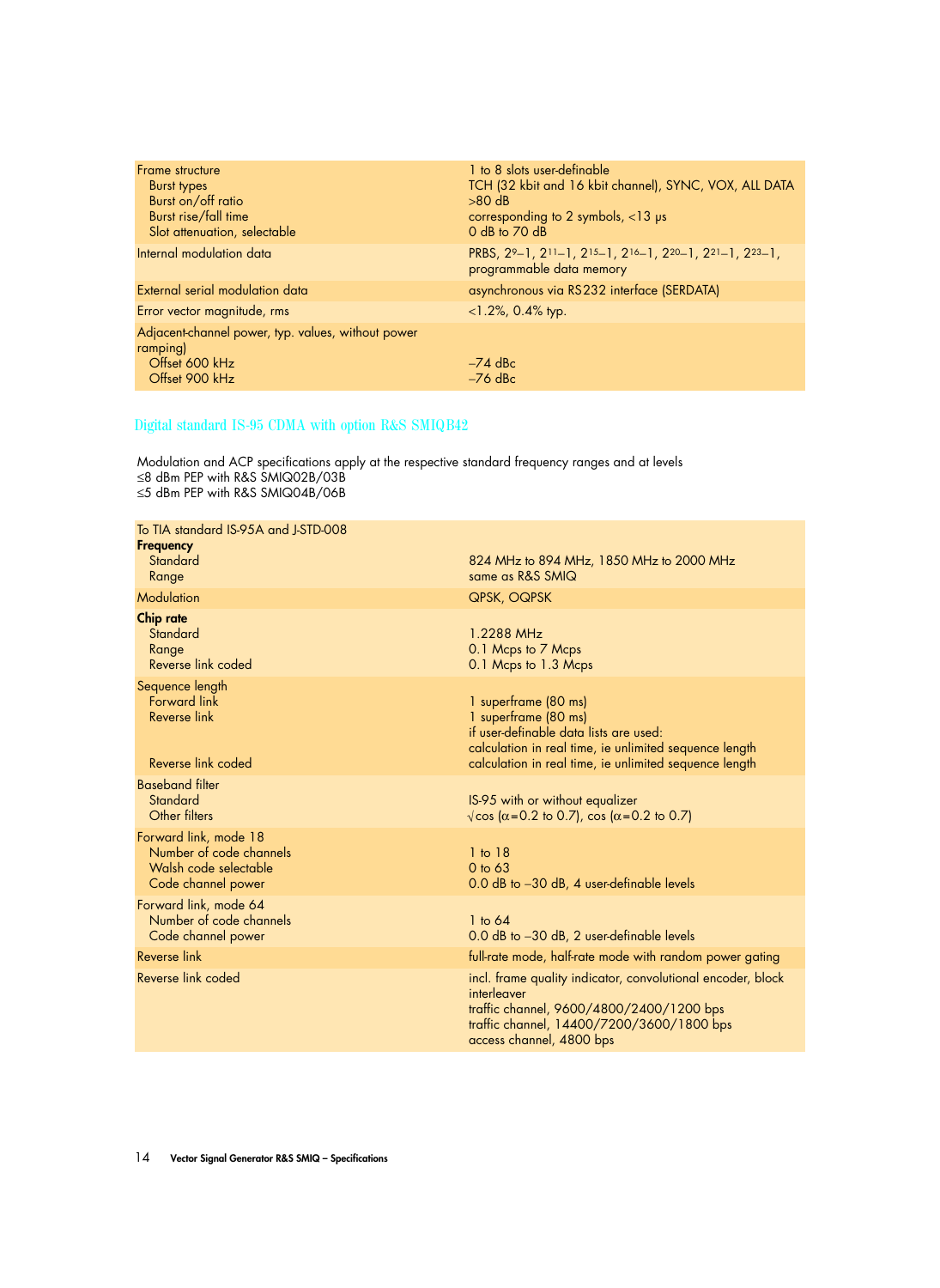| | |
|---|---|
| Frame structure | 1 to 8 slots user-definable |
| Burst types | TCH (32 kbit and 16 kbit channel), SYNC, VOX, ALL DATA |
| Burst on/off ratio | >80 dB |
| Burst rise/fall time | corresponding to 2 symbols, <13 µs |
| Slot attenuation, selectable | 0 dB to 70 dB |
| Internal modulation data | PRBS, $2^9-1$, $2^{11}-1$, $2^{15}-1$, $2^{16}-1$, $2^{20}-1$, $2^{21}-1$, $2^{23}-1$, programmable data memory |
| External serial modulation data | asynchronous via RS232 interface (SERDATA) |
| Error vector magnitude, rms | <1.2%, 0.4% typ. |
| Adjacent-channel power, typ. values, without power ramping) | |
| Offset 600 kHz | –74 dBc |
| Offset 900 kHz | –76 dBc |

## Digital standard IS-95 CDMA with option R&S SMIQB42

Modulation and ACP specifications apply at the respective standard frequency ranges and at levels
≤8 dBm PEP with R&S SMIQ02B/03B
≤5 dBm PEP with R&S SMIQ04B/06B

| | |
|---|---|
| To TIA standard IS-95A and J-STD-008 | |
| **Frequency** | |
| Standard | 824 MHz to 894 MHz, 1850 MHz to 2000 MHz |
| Range | same as R&S SMIQ |
| Modulation | QPSK, OQPSK |
| **Chip rate** | |
| Standard | 1.2288 MHz |
| Range | 0.1 Mcps to 7 Mcps |
| Reverse link coded | 0.1 Mcps to 1.3 Mcps |
| Sequence length | |
| Forward link | 1 superframe (80 ms) |
| Reverse link | 1 superframe (80 ms)<br>if user-definable data lists are used:<br>calculation in real time, ie unlimited sequence length |
| Reverse link coded | calculation in real time, ie unlimited sequence length |
| Baseband filter | |
| Standard | IS-95 with or without equalizer |
| Other filters | $\sqrt{\cos}$ ($\alpha$=0.2 to 0.7), cos ($\alpha$=0.2 to 0.7) |
| Forward link, mode 18 | |
| Number of code channels | 1 to 18 |
| Walsh code selectable | 0 to 63 |
| Code channel power | 0.0 dB to –30 dB, 4 user-definable levels |
| Forward link, mode 64 | |
| Number of code channels | 1 to 64 |
| Code channel power | 0.0 dB to –30 dB, 2 user-definable levels |
| Reverse link | full-rate mode, half-rate mode with random power gating |
| Reverse link coded | incl. frame quality indicator, convolutional encoder, block interleaver<br>traffic channel, 9600/4800/2400/1200 bps<br>traffic channel, 14400/7200/3600/1800 bps<br>access channel, 4800 bps |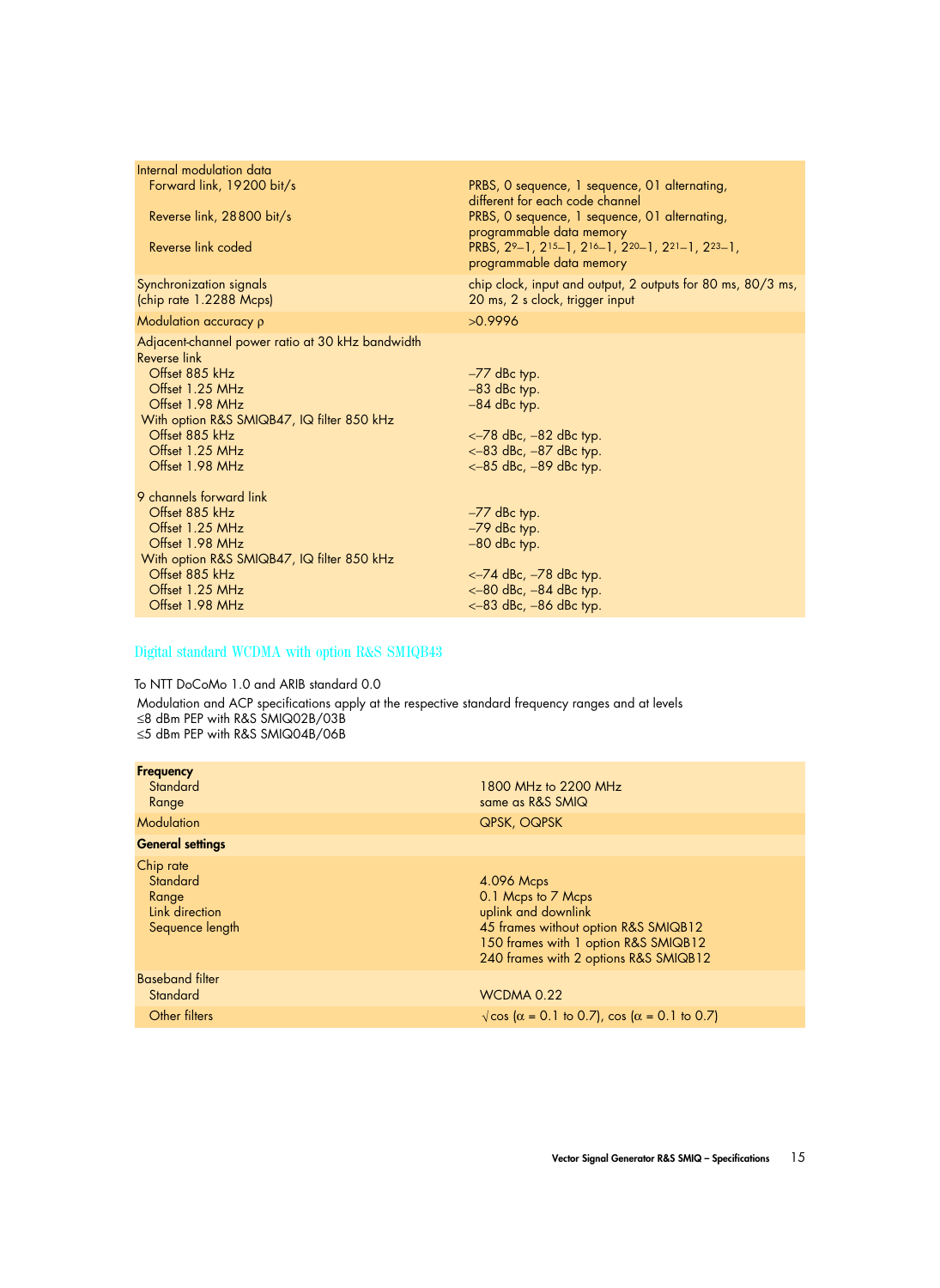| | |
|---|---|
| Internal modulation data | |
| Forward link, 19200 bit/s | PRBS, 0 sequence, 1 sequence, 01 alternating, different for each code channel |
| Reverse link, 28800 bit/s | PRBS, 0 sequence, 1 sequence, 01 alternating, programmable data memory |
| Reverse link coded | PRBS, $2^9-1$, $2^{15}-1$, $2^{16}-1$, $2^{20}-1$, $2^{21}-1$, $2^{23}-1$, programmable data memory |
| Synchronization signals (chip rate 1.2288 Mcps) | chip clock, input and output, 2 outputs for 80 ms, 80/3 ms, 20 ms, 2 s clock, trigger input |
| Modulation accuracy ρ | >0.9996 |
| Adjacent-channel power ratio at 30 kHz bandwidth | |
| Reverse link | |
| Offset 885 kHz | –77 dBc typ. |
| Offset 1.25 MHz | –83 dBc typ. |
| Offset 1.98 MHz | –84 dBc typ. |
| With option R&S SMIQB47, IQ filter 850 kHz | |
| Offset 885 kHz | <–78 dBc, –82 dBc typ. |
| Offset 1.25 MHz | <–83 dBc, –87 dBc typ. |
| Offset 1.98 MHz | <–85 dBc, –89 dBc typ. |
| 9 channels forward link | |
| Offset 885 kHz | –77 dBc typ. |
| Offset 1.25 MHz | –79 dBc typ. |
| Offset 1.98 MHz | –80 dBc typ. |
| With option R&S SMIQB47, IQ filter 850 kHz | |
| Offset 885 kHz | <–74 dBc, –78 dBc typ. |
| Offset 1.25 MHz | <–80 dBc, –84 dBc typ. |
| Offset 1.98 MHz | <–83 dBc, –86 dBc typ. |

## Digital standard WCDMA with option R&S SMIQB43

To NTT DoCoMo 1.0 and ARIB standard 0.0

Modulation and ACP specifications apply at the respective standard frequency ranges and at levels
≤8 dBm PEP with R&S SMIQ02B/03B
≤5 dBm PEP with R&S SMIQ04B/06B

| | |
|---|---|
| **Frequency** | |
| Standard | 1800 MHz to 2200 MHz |
| Range | same as R&S SMIQ |
| Modulation | QPSK, OQPSK |
| **General settings** | |
| Chip rate | |
| Standard | 4.096 Mcps |
| Range | 0.1 Mcps to 7 Mcps |
| Link direction | uplink and downlink |
| Sequence length | 45 frames without option R&S SMIQB12<br>150 frames with 1 option R&S SMIQB12<br>240 frames with 2 options R&S SMIQB12 |
| Baseband filter | |
| Standard | WCDMA 0.22 |
| Other filters | √cos (α = 0.1 to 0.7), cos (α = 0.1 to 0.7) |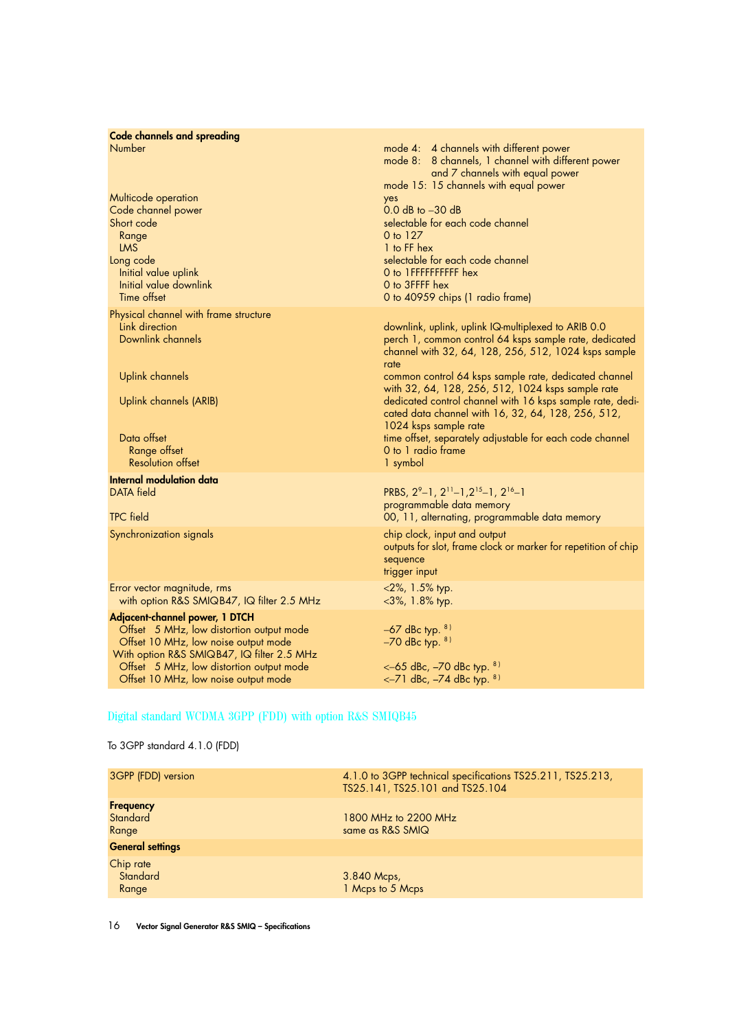| | |
|---|---|
| **Code channels and spreading** | |
| Number | mode 4: 4 channels with different power<br>mode 8: 8 channels, 1 channel with different power and 7 channels with equal power<br>mode 15: 15 channels with equal power |
| Multicode operation | yes |
| Code channel power | 0.0 dB to –30 dB |
| Short code | selectable for each code channel |
| Range | 0 to 127 |
| LMS | 1 to FF hex |
| Long code | selectable for each code channel |
| Initial value uplink | 0 to 1FFFFFFFFFF hex |
| Initial value downlink | 0 to 3FFFF hex |
| Time offset | 0 to 40959 chips (1 radio frame) |
| Physical channel with frame structure | |
| Link direction | downlink, uplink, uplink IQ-multiplexed to ARIB 0.0 |
| Downlink channels | perch 1, common control 64 ksps sample rate, dedicated channel with 32, 64, 128, 256, 512, 1024 ksps sample rate |
| Uplink channels | common control 64 ksps sample rate, dedicated channel with 32, 64, 128, 256, 512, 1024 ksps sample rate |
| Uplink channels (ARIB) | dedicated control channel with 16 ksps sample rate, dedicated data channel with 16, 32, 64, 128, 256, 512, 1024 ksps sample rate |
| Data offset | time offset, separately adjustable for each code channel |
| Range offset | 0 to 1 radio frame |
| Resolution offset | 1 symbol |
| **Internal modulation data** | |
| DATA field | PRBS, $2^9$–1, $2^{11}$–1, $2^{15}$–1, $2^{16}$–1<br>programmable data memory |
| TPC field | 00, 11, alternating, programmable data memory |
| Synchronization signals | chip clock, input and output<br>outputs for slot, frame clock or marker for repetition of chip sequence<br>trigger input |
| Error vector magnitude, rms | <2%, 1.5% typ. |
| with option R&S SMIQB47, IQ filter 2.5 MHz | <3%, 1.8% typ. |
| **Adjacent-channel power, 1 DTCH** | |
| Offset 5 MHz, low distortion output mode | –67 dBc typ. [8] |
| Offset 10 MHz, low noise output mode | –70 dBc typ. [8] |
| With option R&S SMIQB47, IQ filter 2.5 MHz | |
| Offset 5 MHz, low distortion output mode | <–65 dBc, –70 dBc typ. [8] |
| Offset 10 MHz, low noise output mode | <–71 dBc, –74 dBc typ. [8] |

## Digital standard WCDMA 3GPP (FDD) with option R&S SMIQB45

To 3GPP standard 4.1.0 (FDD)

| | |
|---|---|
| 3GPP (FDD) version | 4.1.0 to 3GPP technical specifications TS25.211, TS25.213, TS25.141, TS25.101 and TS25.104 |
| **Frequency** | |
| Standard | 1800 MHz to 2200 MHz |
| Range | same as R&S SMIQ |
| **General settings** | |
| Chip rate | |
| Standard | 3.840 Mcps, |
| Range | 1 Mcps to 5 Mcps |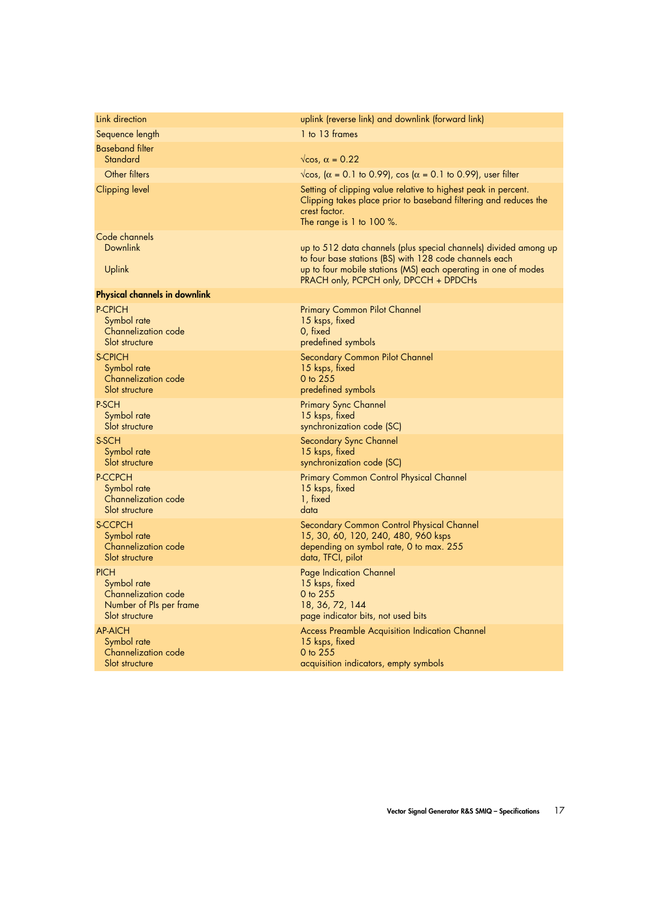| | |
|---|---|
| Link direction | uplink (reverse link) and downlink (forward link) |
| Sequence length | 1 to 13 frames |
| Baseband filter<br>Standard | <br>$\sqrt{\cos}$, $\alpha = 0.22$ |
| Other filters | $\sqrt{\cos}$, ($\alpha = 0.1$ to 0.99), cos ($\alpha = 0.1$ to 0.99), user filter |
| Clipping level | Setting of clipping value relative to highest peak in percent. Clipping takes place prior to baseband filtering and reduces the crest factor.<br>The range is 1 to 100 %. |
| Code channels<br>Downlink<br><br>Uplink | <br>up to 512 data channels (plus special channels) divided among up to four base stations (BS) with 128 code channels each<br>up to four mobile stations (MS) each operating in one of modes PRACH only, PCPCH only, DPCCH + DPDCHs |
| **Physical channels in downlink** | |
| P-CPICH<br>Symbol rate<br>Channelization code<br>Slot structure | Primary Common Pilot Channel<br>15 ksps, fixed<br>0, fixed<br>predefined symbols |
| S-CPICH<br>Symbol rate<br>Channelization code<br>Slot structure | Secondary Common Pilot Channel<br>15 ksps, fixed<br>0 to 255<br>predefined symbols |
| P-SCH<br>Symbol rate<br>Slot structure | Primary Sync Channel<br>15 ksps, fixed<br>synchronization code (SC) |
| S-SCH<br>Symbol rate<br>Slot structure | Secondary Sync Channel<br>15 ksps, fixed<br>synchronization code (SC) |
| P-CCPCH<br>Symbol rate<br>Channelization code<br>Slot structure | Primary Common Control Physical Channel<br>15 ksps, fixed<br>1, fixed<br>data |
| S-CCPCH<br>Symbol rate<br>Channelization code<br>Slot structure | Secondary Common Control Physical Channel<br>15, 30, 60, 120, 240, 480, 960 ksps<br>depending on symbol rate, 0 to max. 255<br>data, TFCI, pilot |
| PICH<br>Symbol rate<br>Channelization code<br>Number of PIs per frame<br>Slot structure | Page Indication Channel<br>15 ksps, fixed<br>0 to 255<br>18, 36, 72, 144<br>page indicator bits, not used bits |
| AP-AICH<br>Symbol rate<br>Channelization code<br>Slot structure | Access Preamble Acquisition Indication Channel<br>15 ksps, fixed<br>0 to 255<br>acquisition indicators, empty symbols |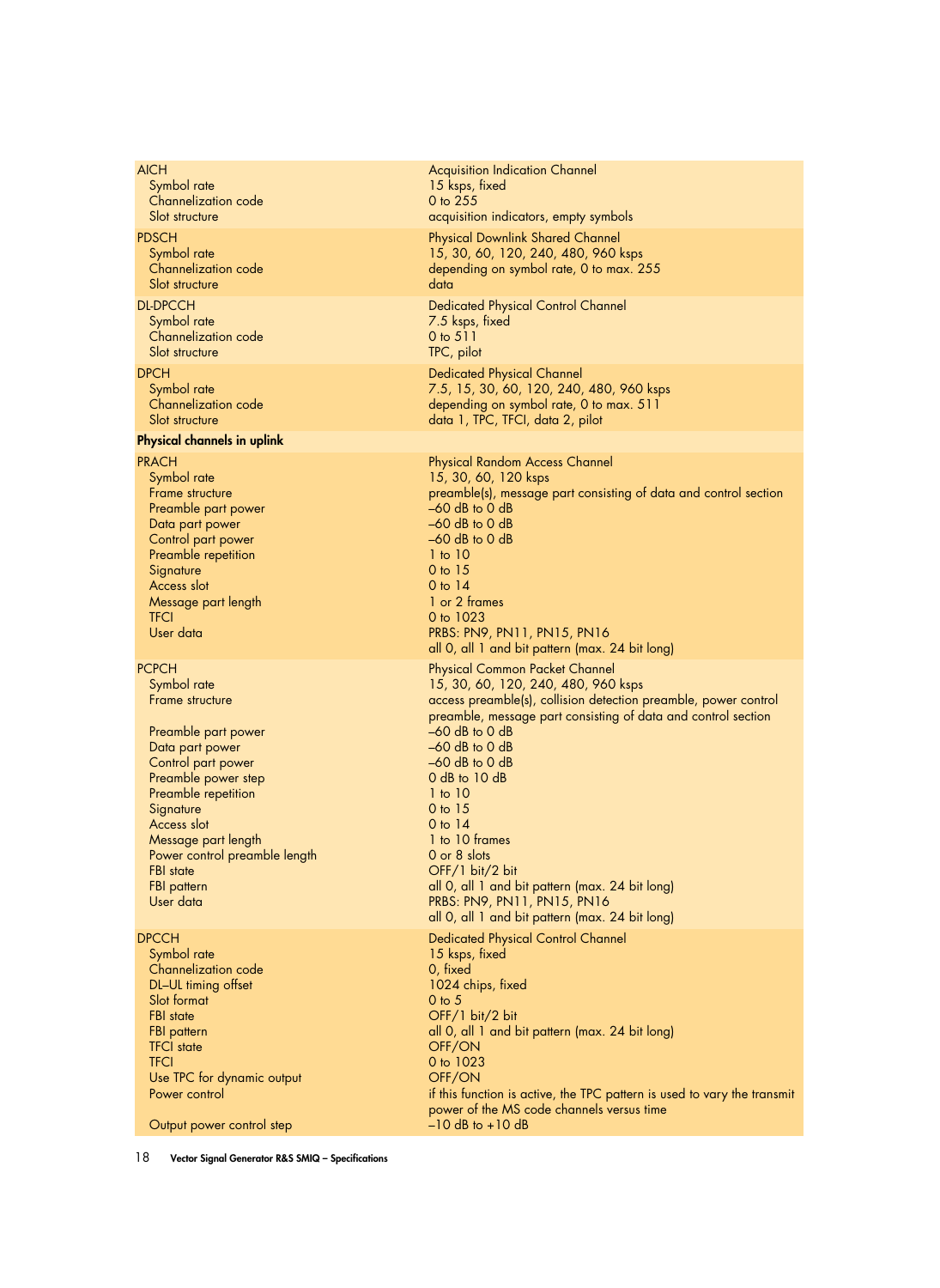| | |
|---|---|
| AICH | Acquisition Indication Channel |
| Symbol rate | 15 ksps, fixed |
| Channelization code | 0 to 255 |
| Slot structure | acquisition indicators, empty symbols |
| PDSCH | Physical Downlink Shared Channel |
| Symbol rate | 15, 30, 60, 120, 240, 480, 960 ksps |
| Channelization code | depending on symbol rate, 0 to max. 255 |
| Slot structure | data |
| DL-DPCCH | Dedicated Physical Control Channel |
| Symbol rate | 7.5 ksps, fixed |
| Channelization code | 0 to 511 |
| Slot structure | TPC, pilot |
| DPCH | Dedicated Physical Channel |
| Symbol rate | 7.5, 15, 30, 60, 120, 240, 480, 960 ksps |
| Channelization code | depending on symbol rate, 0 to max. 511 |
| Slot structure | data 1, TPC, TFCI, data 2, pilot |
| **Physical channels in uplink** | |
| PRACH | Physical Random Access Channel |
| Symbol rate | 15, 30, 60, 120 ksps |
| Frame structure | preamble(s), message part consisting of data and control section |
| Preamble part power | –60 dB to 0 dB |
| Data part power | –60 dB to 0 dB |
| Control part power | –60 dB to 0 dB |
| Preamble repetition | 1 to 10 |
| Signature | 0 to 15 |
| Access slot | 0 to 14 |
| Message part length | 1 or 2 frames |
| TFCI | 0 to 1023 |
| User data | PRBS: PN9, PN11, PN15, PN16<br>all 0, all 1 and bit pattern (max. 24 bit long) |
| PCPCH | Physical Common Packet Channel |
| Symbol rate | 15, 30, 60, 120, 240, 480, 960 ksps |
| Frame structure | access preamble(s), collision detection preamble, power control preamble, message part consisting of data and control section |
| Preamble part power | –60 dB to 0 dB |
| Data part power | –60 dB to 0 dB |
| Control part power | –60 dB to 0 dB |
| Preamble power step | 0 dB to 10 dB |
| Preamble repetition | 1 to 10 |
| Signature | 0 to 15 |
| Access slot | 0 to 14 |
| Message part length | 1 to 10 frames |
| Power control preamble length | 0 or 8 slots |
| FBI state | OFF/1 bit/2 bit |
| FBI pattern | all 0, all 1 and bit pattern (max. 24 bit long) |
| User data | PRBS: PN9, PN11, PN15, PN16<br>all 0, all 1 and bit pattern (max. 24 bit long) |
| DPCCH | Dedicated Physical Control Channel |
| Symbol rate | 15 ksps, fixed |
| Channelization code | 0, fixed |
| DL–UL timing offset | 1024 chips, fixed |
| Slot format | 0 to 5 |
| FBI state | OFF/1 bit/2 bit |
| FBI pattern | all 0, all 1 and bit pattern (max. 24 bit long) |
| TFCI state | OFF/ON |
| TFCI | 0 to 1023 |
| Use TPC for dynamic output | OFF/ON |
| Power control | if this function is active, the TPC pattern is used to vary the transmit power of the MS code channels versus time |
| Output power control step | –10 dB to +10 dB |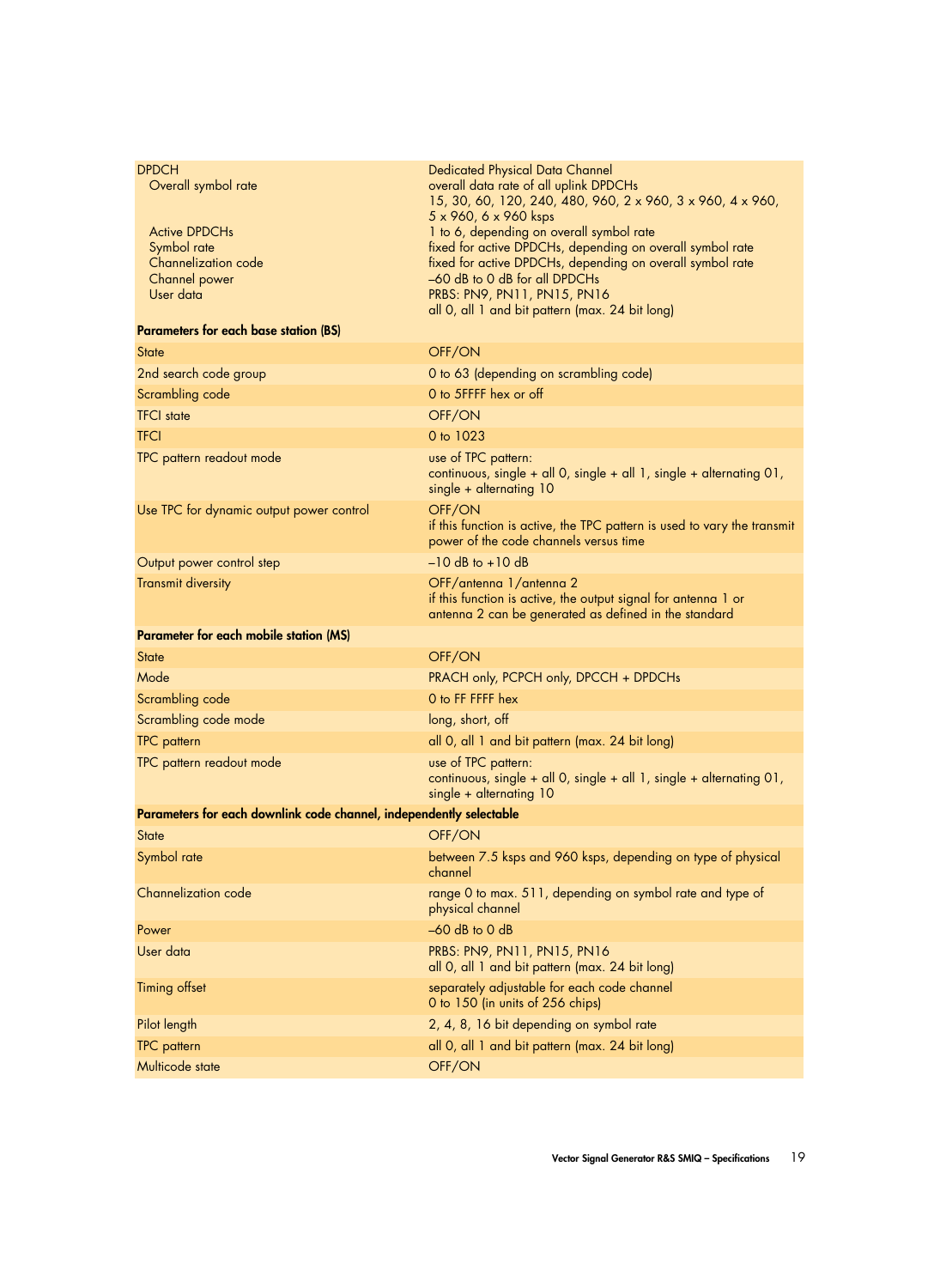| | |
|---|---|
| DPDCH | Dedicated Physical Data Channel |
| Overall symbol rate | overall data rate of all uplink DPDCHs<br>15, 30, 60, 120, 240, 480, 960, 2 x 960, 3 x 960, 4 x 960, 5 x 960, 6 x 960 ksps |
| Active DPDCHs | 1 to 6, depending on overall symbol rate |
| Symbol rate | fixed for active DPDCHs, depending on overall symbol rate |
| Channelization code | fixed for active DPDCHs, depending on overall symbol rate |
| Channel power | –60 dB to 0 dB for all DPDCHs |
| User data | PRBS: PN9, PN11, PN15, PN16<br>all 0, all 1 and bit pattern (max. 24 bit long) |
| **Parameters for each base station (BS)** | |
| State | OFF/ON |
| 2nd search code group | 0 to 63 (depending on scrambling code) |
| Scrambling code | 0 to 5FFFF hex or off |
| TFCI state | OFF/ON |
| TFCI | 0 to 1023 |
| TPC pattern readout mode | use of TPC pattern:<br>continuous, single + all 0, single + all 1, single + alternating 01, single + alternating 10 |
| Use TPC for dynamic output power control | OFF/ON<br>if this function is active, the TPC pattern is used to vary the transmit power of the code channels versus time |
| Output power control step | –10 dB to +10 dB |
| Transmit diversity | OFF/antenna 1/antenna 2<br>if this function is active, the output signal for antenna 1 or antenna 2 can be generated as defined in the standard |
| **Parameter for each mobile station (MS)** | |
| State | OFF/ON |
| Mode | PRACH only, PCPCH only, DPCCH + DPDCHs |
| Scrambling code | 0 to FF FFFF hex |
| Scrambling code mode | long, short, off |
| TPC pattern | all 0, all 1 and bit pattern (max. 24 bit long) |
| TPC pattern readout mode | use of TPC pattern:<br>continuous, single + all 0, single + all 1, single + alternating 01, single + alternating 10 |
| **Parameters for each downlink code channel, independently selectable** | |
| State | OFF/ON |
| Symbol rate | between 7.5 ksps and 960 ksps, depending on type of physical channel |
| Channelization code | range 0 to max. 511, depending on symbol rate and type of physical channel |
| Power | –60 dB to 0 dB |
| User data | PRBS: PN9, PN11, PN15, PN16<br>all 0, all 1 and bit pattern (max. 24 bit long) |
| Timing offset | separately adjustable for each code channel<br>0 to 150 (in units of 256 chips) |
| Pilot length | 2, 4, 8, 16 bit depending on symbol rate |
| TPC pattern | all 0, all 1 and bit pattern (max. 24 bit long) |
| Multicode state | OFF/ON |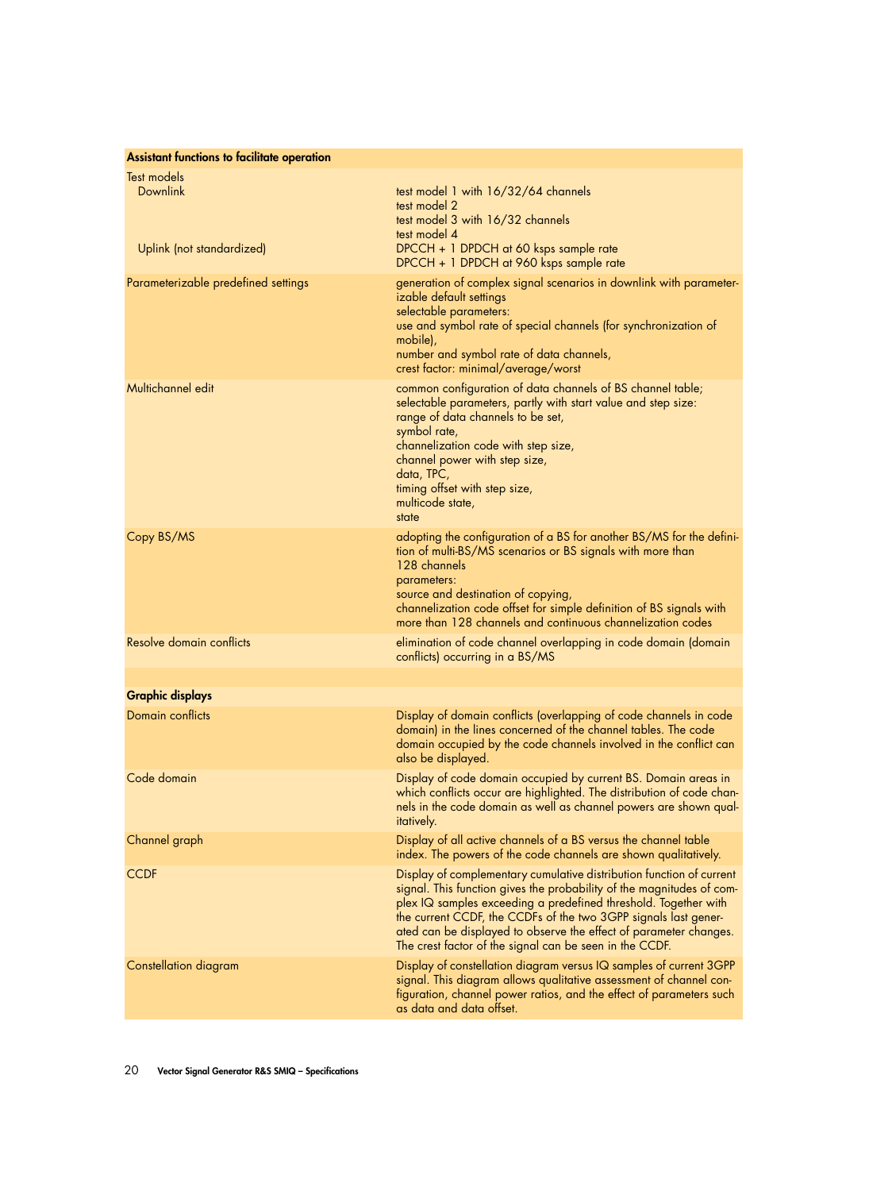| Assistant functions to facilitate operation | |
| --- | --- |
| Test models | |
| Downlink | test model 1 with 16/32/64 channels<br>test model 2<br>test model 3 with 16/32 channels<br>test model 4 |
| Uplink (not standardized) | DPCCH + 1 DPDCH at 60 ksps sample rate<br>DPCCH + 1 DPDCH at 960 ksps sample rate |
| Parameterizable predefined settings | generation of complex signal scenarios in downlink with parameterizable default settings<br>selectable parameters:<br>use and symbol rate of special channels (for synchronization of mobile),<br>number and symbol rate of data channels,<br>crest factor: minimal/average/worst |
| Multichannel edit | common configuration of data channels of BS channel table; selectable parameters, partly with start value and step size:<br>range of data channels to be set,<br>symbol rate,<br>channelization code with step size,<br>channel power with step size,<br>data, TPC,<br>timing offset with step size,<br>multicode state,<br>state |
| Copy BS/MS | adopting the configuration of a BS for another BS/MS for the definition of multi-BS/MS scenarios or BS signals with more than 128 channels<br>parameters:<br>source and destination of copying,<br>channelization code offset for simple definition of BS signals with more than 128 channels and continuous channelization codes |
| Resolve domain conflicts | elimination of code channel overlapping in code domain (domain conflicts) occurring in a BS/MS |

| Graphic displays | |
| --- | --- |
| Domain conflicts | Display of domain conflicts (overlapping of code channels in code domain) in the lines concerned of the channel tables. The code domain occupied by the code channels involved in the conflict can also be displayed. |
| Code domain | Display of code domain occupied by current BS. Domain areas in which conflicts occur are highlighted. The distribution of code channels in the code domain as well as channel powers are shown qualitatively. |
| Channel graph | Display of all active channels of a BS versus the channel table index. The powers of the code channels are shown qualitatively. |
| CCDF | Display of complementary cumulative distribution function of current signal. This function gives the probability of the magnitudes of complex IQ samples exceeding a predefined threshold. Together with the current CCDF, the CCDFs of the two 3GPP signals last generated can be displayed to observe the effect of parameter changes. The crest factor of the signal can be seen in the CCDF. |
| Constellation diagram | Display of constellation diagram versus IQ samples of current 3GPP signal. This diagram allows qualitative assessment of channel configuration, channel power ratios, and the effect of parameters such as data and data offset. |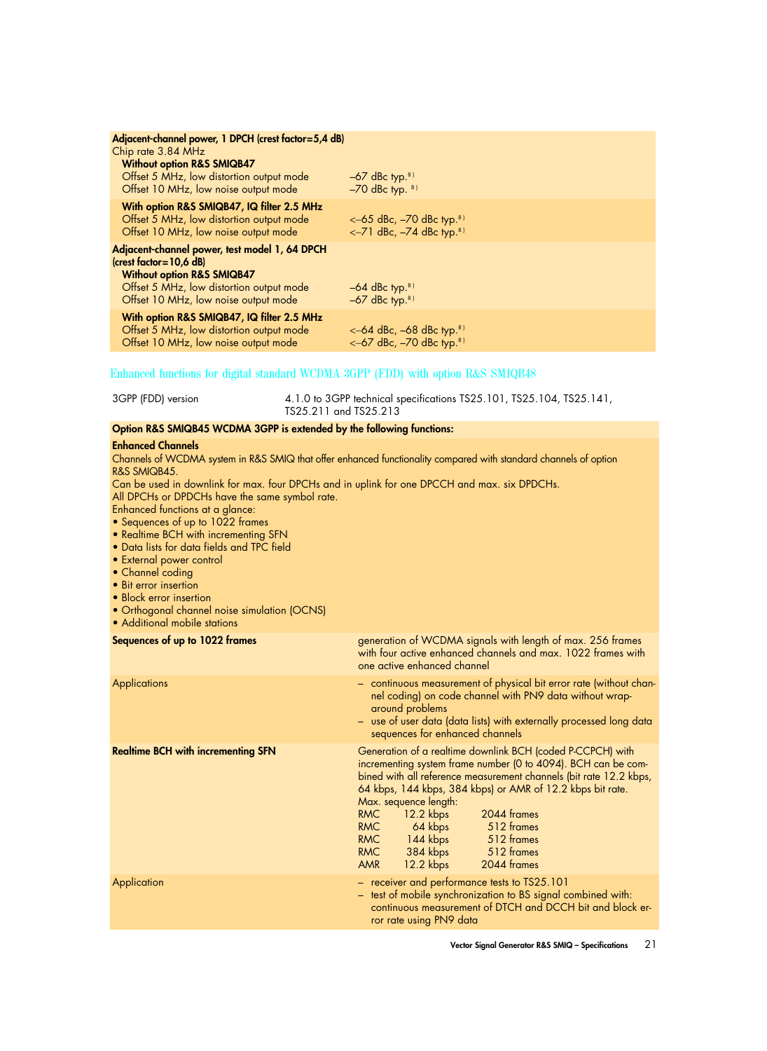| Adjacent-channel power, 1 DPCH (crest factor=5,4 dB) | |
|---|---|
| Chip rate 3.84 MHz | |
| **Without option R&S SMIQB47** | |
| Offset 5 MHz, low distortion output mode | –67 dBc typ.[8)] |
| Offset 10 MHz, low noise output mode | –70 dBc typ.[8)] |
| **With option R&S SMIQB47, IQ filter 2.5 MHz** | |
| Offset 5 MHz, low distortion output mode | <–65 dBc, –70 dBc typ.[8)] |
| Offset 10 MHz, low noise output mode | <–71 dBc, –74 dBc typ.[8)] |
| **Adjacent-channel power, test model 1, 64 DPCH (crest factor=10,6 dB)** | |
| **Without option R&S SMIQB47** | |
| Offset 5 MHz, low distortion output mode | –64 dBc typ.[8)] |
| Offset 10 MHz, low noise output mode | –67 dBc typ.[8)] |
| **With option R&S SMIQB47, IQ filter 2.5 MHz** | |
| Offset 5 MHz, low distortion output mode | <–64 dBc, –68 dBc typ.[8)] |
| Offset 10 MHz, low noise output mode | <–67 dBc, –70 dBc typ.[8)] |

## Enhanced functions for digital standard WCDMA 3GPP (FDD) with option R&S SMIQB48

| 3GPP (FDD) version | 4.1.0 to 3GPP technical specifications TS25.101, TS25.104, TS25.141, TS25.211 and TS25.213 |
|---|---|

**Option R&S SMIQB45 WCDMA 3GPP is extended by the following functions:**

**Enhanced Channels**

Channels of WCDMA system in R&S SMIQ that offer enhanced functionality compared with standard channels of option R&S SMIQB45.
Can be used in downlink for max. four DPCHs and in uplink for one DPCCH and max. six DPDCHs.
All DPCHs or DPDCHs have the same symbol rate.
Enhanced functions at a glance:

- Sequences of up to 1022 frames
- Realtime BCH with incrementing SFN
- Data lists for data fields and TPC field
- External power control
- Channel coding
- Bit error insertion
- Block error insertion
- Orthogonal channel noise simulation (OCNS)
- Additional mobile stations

| **Sequences of up to 1022 frames** | generation of WCDMA signals with length of max. 256 frames with four active enhanced channels and max. 1022 frames with one active enhanced channel |
|---|---|
| Applications | – continuous measurement of physical bit error rate (without channel coding) on code channel with PN9 data without wrap-around problems<br>– use of user data (data lists) with externally processed long data sequences for enhanced channels |
| **Realtime BCH with incrementing SFN** | Generation of a realtime downlink BCH (coded P-CCPCH) with incrementing system frame number (0 to 4094). BCH can be combined with all reference measurement channels (bit rate 12.2 kbps, 64 kbps, 144 kbps, 384 kbps) or AMR of 12.2 kbps bit rate.<br>Max. sequence length:<br>RMC 12.2 kbps 2044 frames<br>RMC 64 kbps 512 frames<br>RMC 144 kbps 512 frames<br>RMC 384 kbps 512 frames<br>AMR 12.2 kbps 2044 frames |
| Application | – receiver and performance tests to TS25.101<br>– test of mobile synchronization to BS signal combined with: continuous measurement of DTCH and DCCH bit and block error rate using PN9 data |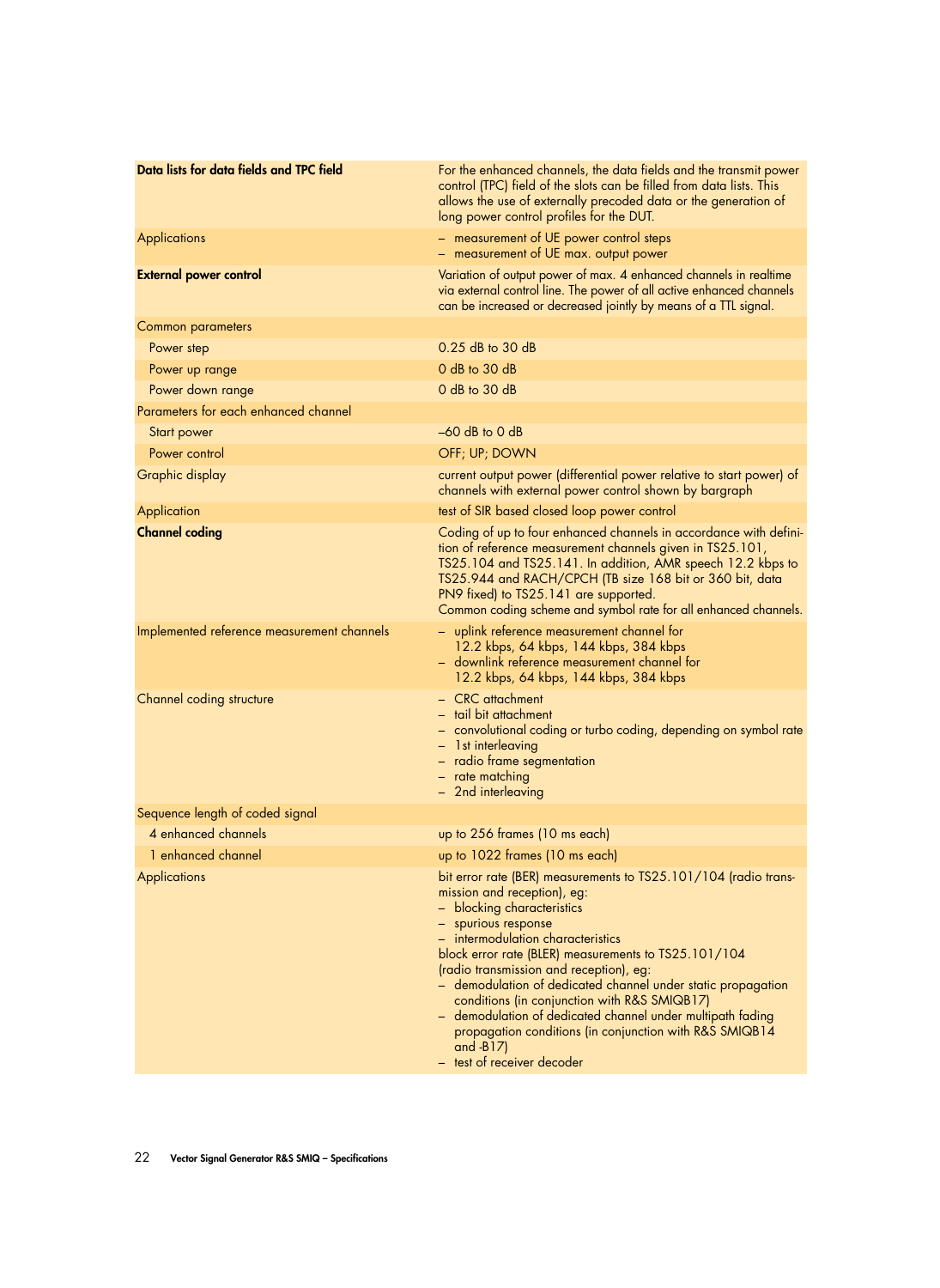| | |
|---|---|
| **Data lists for data fields and TPC field** | For the enhanced channels, the data fields and the transmit power control (TPC) field of the slots can be filled from data lists. This allows the use of externally precoded data or the generation of long power control profiles for the DUT. |
| Applications | – measurement of UE power control steps<br>– measurement of UE max. output power |
| **External power control** | Variation of output power of max. 4 enhanced channels in realtime via external control line. The power of all active enhanced channels can be increased or decreased jointly by means of a TTL signal. |
| Common parameters | |
| Power step | 0.25 dB to 30 dB |
| Power up range | 0 dB to 30 dB |
| Power down range | 0 dB to 30 dB |
| Parameters for each enhanced channel | |
| Start power | –60 dB to 0 dB |
| Power control | OFF; UP; DOWN |
| Graphic display | current output power (differential power relative to start power) of channels with external power control shown by bargraph |
| Application | test of SIR based closed loop power control |
| **Channel coding** | Coding of up to four enhanced channels in accordance with definition of reference measurement channels given in TS25.101, TS25.104 and TS25.141. In addition, AMR speech 12.2 kbps to TS25.944 and RACH/CPCH (TB size 168 bit or 360 bit, data PN9 fixed) to TS25.141 are supported.<br>Common coding scheme and symbol rate for all enhanced channels. |
| Implemented reference measurement channels | – uplink reference measurement channel for 12.2 kbps, 64 kbps, 144 kbps, 384 kbps<br>– downlink reference measurement channel for 12.2 kbps, 64 kbps, 144 kbps, 384 kbps |
| Channel coding structure | – CRC attachment<br>– tail bit attachment<br>– convolutional coding or turbo coding, depending on symbol rate<br>– 1st interleaving<br>– radio frame segmentation<br>– rate matching<br>– 2nd interleaving |
| Sequence length of coded signal | |
| 4 enhanced channels | up to 256 frames (10 ms each) |
| 1 enhanced channel | up to 1022 frames (10 ms each) |
| Applications | bit error rate (BER) measurements to TS25.101/104 (radio transmission and reception), eg:<br>– blocking characteristics<br>– spurious response<br>– intermodulation characteristics<br>block error rate (BLER) measurements to TS25.101/104 (radio transmission and reception), eg:<br>– demodulation of dedicated channel under static propagation conditions (in conjunction with R&S SMIQB17)<br>– demodulation of dedicated channel under multipath fading propagation conditions (in conjunction with R&S SMIQB14 and -B17)<br>– test of receiver decoder |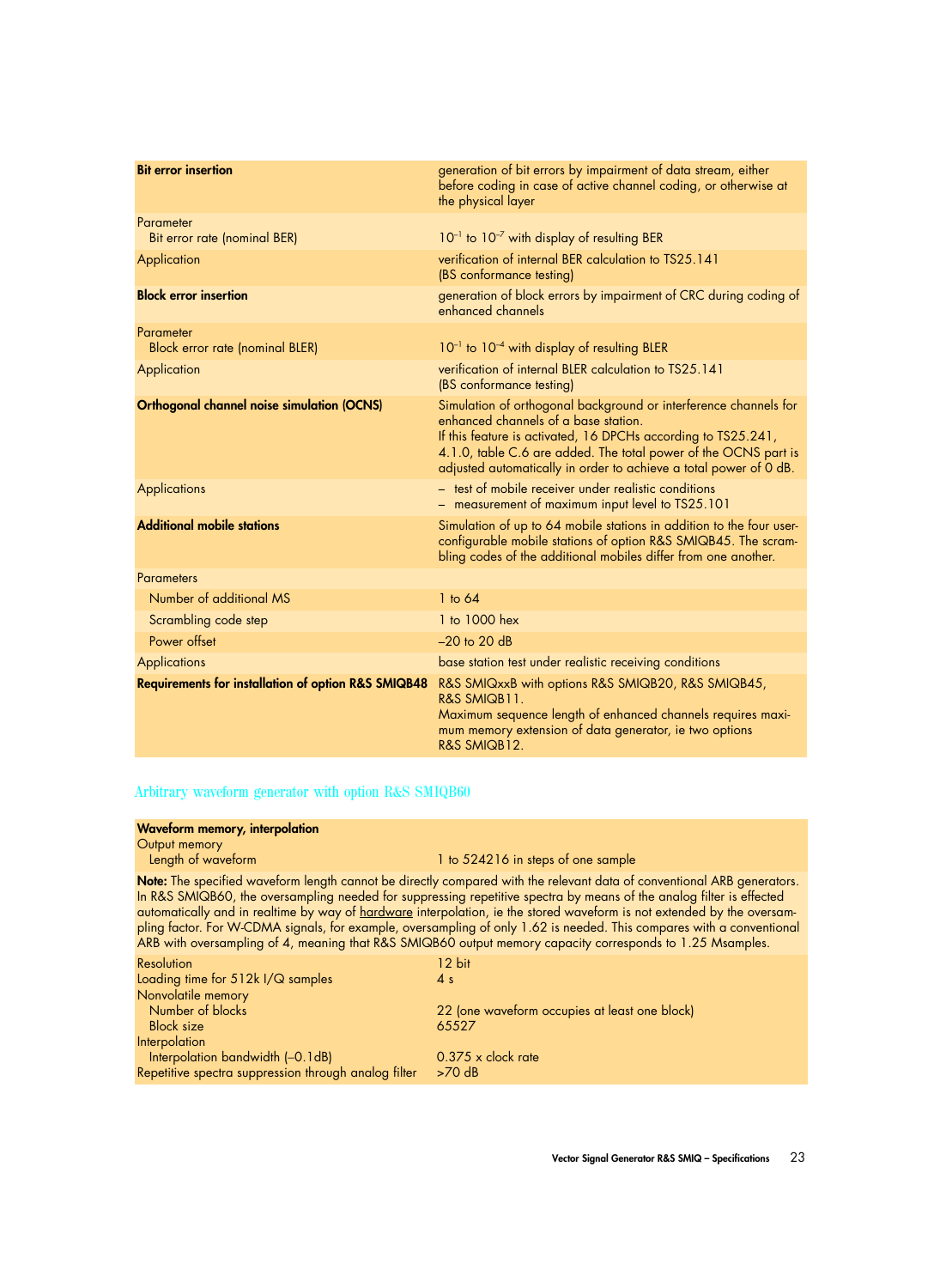| | |
|---|---|
| **Bit error insertion** | generation of bit errors by impairment of data stream, either before coding in case of active channel coding, or otherwise at the physical layer |
| Parameter<br>Bit error rate (nominal BER) | $10^{-1}$ to $10^{-7}$ with display of resulting BER |
| Application | verification of internal BER calculation to TS25.141 (BS conformance testing) |
| **Block error insertion** | generation of block errors by impairment of CRC during coding of enhanced channels |
| Parameter<br>Block error rate (nominal BLER) | $10^{-1}$ to $10^{-4}$ with display of resulting BLER |
| Application | verification of internal BLER calculation to TS25.141 (BS conformance testing) |
| **Orthogonal channel noise simulation (OCNS)** | Simulation of orthogonal background or interference channels for enhanced channels of a base station.<br>If this feature is activated, 16 DPCHs according to TS25.241, 4.1.0, table C.6 are added. The total power of the OCNS part is adjusted automatically in order to achieve a total power of 0 dB. |
| Applications | – test of mobile receiver under realistic conditions<br>– measurement of maximum input level to TS25.101 |
| **Additional mobile stations** | Simulation of up to 64 mobile stations in addition to the four user-configurable mobile stations of option R&S SMIQB45. The scrambling codes of the additional mobiles differ from one another. |
| Parameters | |
| Number of additional MS | 1 to 64 |
| Scrambling code step | 1 to 1000 hex |
| Power offset | –20 to 20 dB |
| Applications | base station test under realistic receiving conditions |
| **Requirements for installation of option R&S SMIQB48** | R&S SMIQxxB with options R&S SMIQB20, R&S SMIQB45, R&S SMIQB11.<br>Maximum sequence length of enhanced channels requires maximum memory extension of data generator, ie two options R&S SMIQB12. |

## Arbitrary waveform generator with option R&S SMIQB60

| | |
|---|---|
| **Waveform memory, interpolation** | |
| Output memory<br>Length of waveform | 1 to 524216 in steps of one sample |

**Note:** The specified waveform length cannot be directly compared with the relevant data of conventional ARB generators. In R&S SMIQB60, the oversampling needed for suppressing repetitive spectra by means of the analog filter is effected automatically and in realtime by way of hardware interpolation, ie the stored waveform is not extended by the oversampling factor. For W-CDMA signals, for example, oversampling of only 1.62 is needed. This compares with a conventional ARB with oversampling of 4, meaning that R&S SMIQB60 output memory capacity corresponds to 1.25 Msamples.

| | |
|---|---|
| Resolution | 12 bit |
| Loading time for 512k I/Q samples | 4 s |
| Nonvolatile memory | |
| Number of blocks | 22 (one waveform occupies at least one block) |
| Block size | 65527 |
| Interpolation | |
| Interpolation bandwidth (–0.1dB) | 0.375 x clock rate |
| Repetitive spectra suppression through analog filter | >70 dB |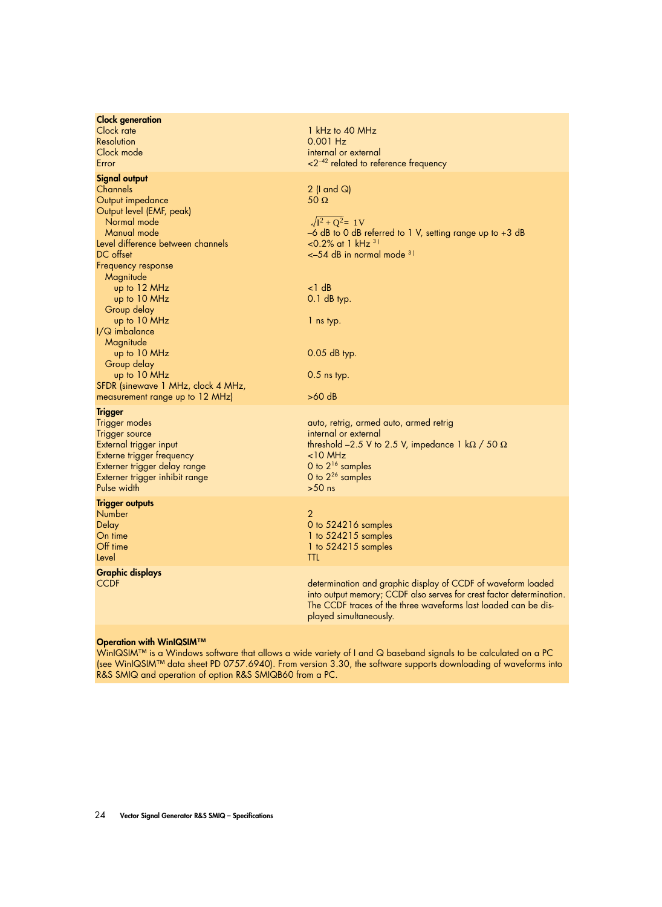| **Clock generation** | |
|---|---|
| Clock rate | 1 kHz to 40 MHz |
| Resolution | 0.001 Hz |
| Clock mode | internal or external |
| Error | $<2^{-42}$ related to reference frequency |
| **Signal output** | |
| Channels | 2 (I and Q) |
| Output impedance | 50 Ω |
| Output level (EMF, peak) | |
| Normal mode | $\sqrt{I^2 + Q^2} = 1\,V$ |
| Manual mode | –6 dB to 0 dB referred to 1 V, setting range up to +3 dB |
| Level difference between channels | <0.2% at 1 kHz [3)] |
| DC offset | <–54 dB in normal mode [3)] |
| Frequency response | |
| Magnitude | |
| up to 12 MHz | <1 dB |
| up to 10 MHz | 0.1 dB typ. |
| Group delay | |
| up to 10 MHz | 1 ns typ. |
| I/Q imbalance | |
| Magnitude | |
| up to 10 MHz | 0.05 dB typ. |
| Group delay | |
| up to 10 MHz | 0.5 ns typ. |
| SFDR (sinewave 1 MHz, clock 4 MHz, measurement range up to 12 MHz) | >60 dB |
| **Trigger** | |
| Trigger modes | auto, retrig, armed auto, armed retrig |
| Trigger source | internal or external |
| External trigger input | threshold –2.5 V to 2.5 V, impedance 1 kΩ / 50 Ω |
| Externe trigger frequency | <10 MHz |
| Externer trigger delay range | 0 to $2^{16}$ samples |
| Externer trigger inhibit range | 0 to $2^{26}$ samples |
| Pulse width | >50 ns |
| **Trigger outputs** | |
| Number | 2 |
| Delay | 0 to 524216 samples |
| On time | 1 to 524215 samples |
| Off time | 1 to 524215 samples |
| Level | TTL |
| **Graphic displays** | |
| CCDF | determination and graphic display of CCDF of waveform loaded into output memory; CCDF also serves for crest factor determination. The CCDF traces of the three waveforms last loaded can be displayed simultaneously. |

**Operation with WinIQSIM™**

WinIQSIM™ is a Windows software that allows a wide variety of I and Q baseband signals to be calculated on a PC (see WinIQSIM™ data sheet PD 0757.6940). From version 3.30, the software supports downloading of waveforms into R&S SMIQ and operation of option R&S SMIQB60 from a PC.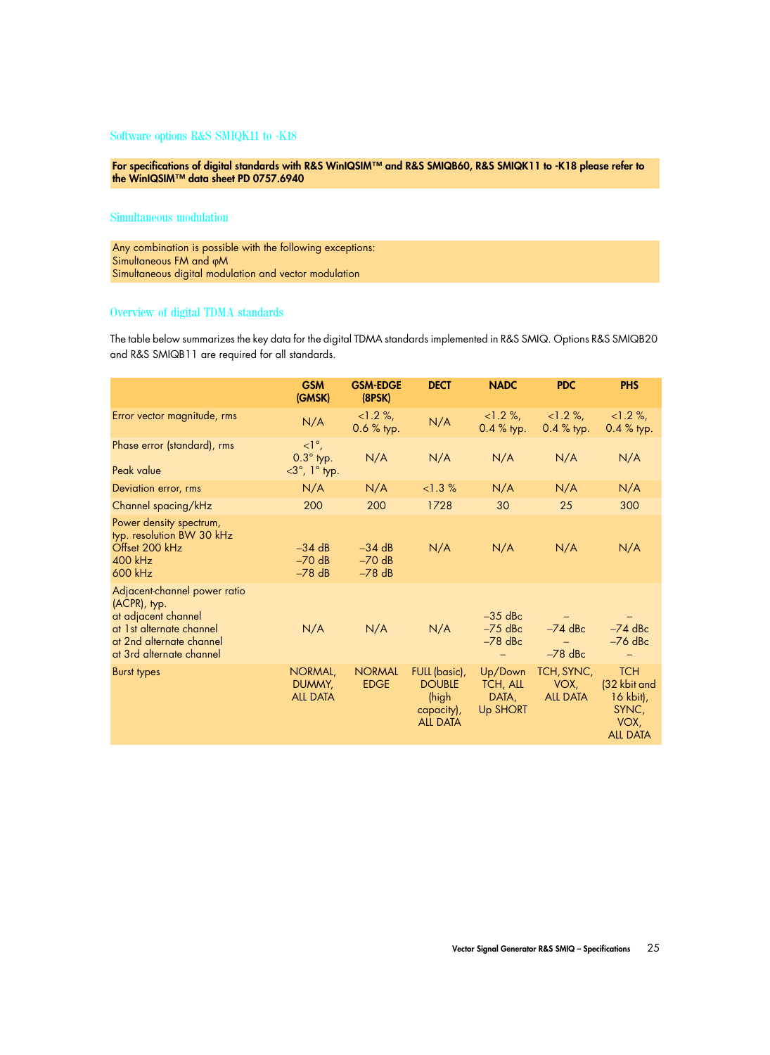## Software options R&S SMIQK11 to -K18

**For specifications of digital standards with R&S WinIQSIM™ and R&S SMIQB60, R&S SMIQK11 to -K18 please refer to the WinIQSIM™ data sheet PD 0757.6940**

## Simultaneous modulation

Any combination is possible with the following exceptions:
Simultaneous FM and φM
Simultaneous digital modulation and vector modulation

## Overview of digital TDMA standards

The table below summarizes the key data for the digital TDMA standards implemented in R&S SMIQ. Options R&S SMIQB20 and R&S SMIQB11 are required for all standards.

| | GSM (GMSK) | GSM-EDGE (8PSK) | DECT | NADC | PDC | PHS |
|---|---|---|---|---|---|---|
| Error vector magnitude, rms | N/A | <1.2 %, 0.6 % typ. | N/A | <1.2 %, 0.4 % typ. | <1.2 %, 0.4 % typ. | <1.2 %, 0.4 % typ. |
| Phase error (standard), rms<br>Peak value | <1°, 0.3° typ.<br><3°, 1° typ. | N/A | N/A | N/A | N/A | N/A |
| Deviation error, rms | N/A | N/A | <1.3 % | N/A | N/A | N/A |
| Channel spacing/kHz | 200 | 200 | 1728 | 30 | 25 | 300 |
| Power density spectrum, typ. resolution BW 30 kHz<br>Offset 200 kHz<br>400 kHz<br>600 kHz | <br>–34 dB<br>–70 dB<br>–78 dB | <br>–34 dB<br>–70 dB<br>–78 dB | N/A | N/A | N/A | N/A |
| Adjacent-channel power ratio (ACPR), typ.<br>at adjacent channel<br>at 1st alternate channel<br>at 2nd alternate channel<br>at 3rd alternate channel | N/A | N/A | N/A | <br>–35 dBc<br>–75 dBc<br>–78 dBc<br>– | <br>–<br>–74 dBc<br>–<br>–78 dBc | <br>–<br>–74 dBc<br>–76 dBc<br>– |
| Burst types | NORMAL, DUMMY, ALL DATA | NORMAL EDGE | FULL (basic), DOUBLE (high capacity), ALL DATA | Up/Down TCH, ALL DATA, Up SHORT | TCH, SYNC, VOX, ALL DATA | TCH (32 kbit and 16 kbit), SYNC, VOX, ALL DATA |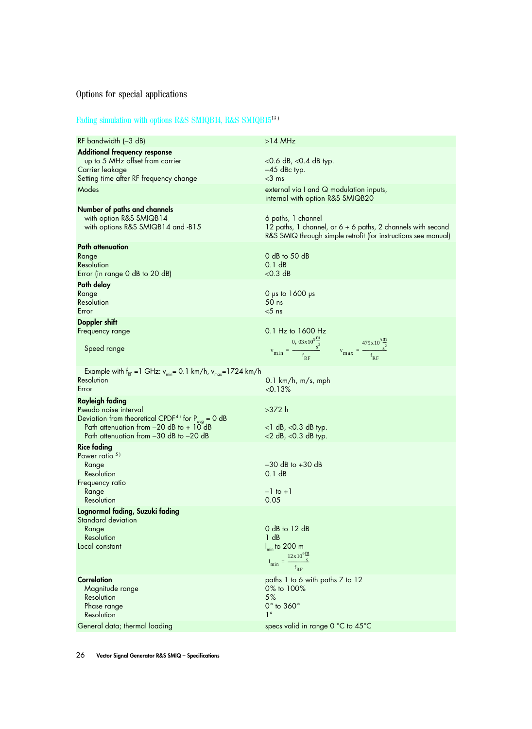## Options for special applications

### Fading simulation with options R&S SMIQB14, R&S SMIQB15[13]

| | |
|---|---|
| RF bandwidth (–3 dB) | >14 MHz |
| **Additional frequency response** | |
| up to 5 MHz offset from carrier | <0.6 dB, <0.4 dB typ. |
| Carrier leakage | –45 dBc typ. |
| Setting time after RF frequency change | <3 ms |
| Modes | external via I and Q modulation inputs, internal with option R&S SMIQB20 |
| **Number of paths and channels** | |
| with option R&S SMIQB14 | 6 paths, 1 channel |
| with options R&S SMIQB14 and -B15 | 12 paths, 1 channel, or 6 + 6 paths, 2 channels with second R&S SMIQ through simple retrofit (for instructions see manual) |
| **Path attenuation** | |
| Range | 0 dB to 50 dB |
| Resolution | 0.1 dB |
| Error (in range 0 dB to 20 dB) | <0.3 dB |
| **Path delay** | |
| Range | 0 µs to 1600 µs |
| Resolution | 50 ns |
| Error | <5 ns |
| **Doppler shift** | |
| Frequency range | 0.1 Hz to 1600 Hz |
| Speed range | $v_{min} = \frac{0,03 \times 10^9 \frac{m}{s^2}}{f_{RF}}$ $v_{max} = \frac{479 \times 10^9 \frac{m}{s^2}}{f_{RF}}$ |
| Example with $f_{RF}$ =1 GHz: $v_{min}$= 0.1 km/h, $v_{max}$=1724 km/h | |
| Resolution | 0.1 km/h, m/s, mph |
| Error | <0.13% |
| **Rayleigh fading** | |
| Pseudo noise interval | >372 h |
| Deviation from theoretical CPDF[4] for $P_{avg}$ = 0 dB | |
| Path attenuation from –20 dB to + 10 dB | <1 dB, <0.3 dB typ. |
| Path attenuation from –30 dB to –20 dB | <2 dB, <0.3 dB typ. |
| **Rice fading** | |
| Power ratio [5] | |
| Range | –30 dB to +30 dB |
| Resolution | 0.1 dB |
| Frequency ratio | |
| Range | –1 to +1 |
| Resolution | 0.05 |
| **Lognormal fading, Suzuki fading** | |
| Standard deviation | |
| Range | 0 dB to 12 dB |
| Resolution | 1 dB |
| Local constant | $l_{min}$ to 200 m $l_{min} = \frac{12 \times 10^9 \frac{m}{s}}{f_{RF}}$ |
| **Correlation** | paths 1 to 6 with paths 7 to 12 |
| Magnitude range | 0% to 100% |
| Resolution | 5% |
| Phase range | 0° to 360° |
| Resolution | 1° |
| General data; thermal loading | specs valid in range 0 °C to 45°C |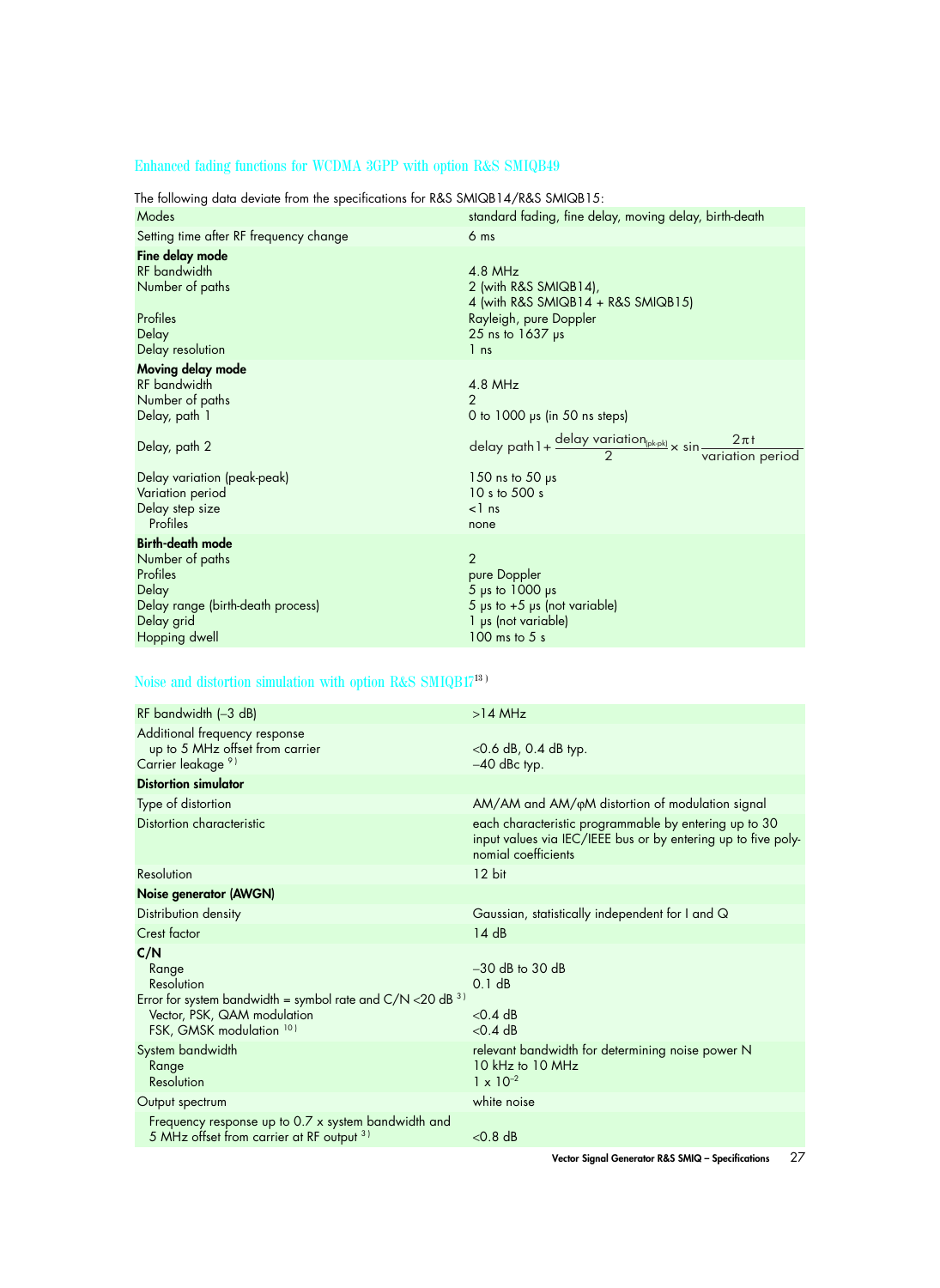## Enhanced fading functions for WCDMA 3GPP with option R&S SMIQB49

The following data deviate from the specifications for R&S SMIQB14/R&S SMIQB15:

| | |
|---|---|
| Modes | standard fading, fine delay, moving delay, birth-death |
| Setting time after RF frequency change | 6 ms |
| **Fine delay mode** | |
| RF bandwidth | 4.8 MHz |
| Number of paths | 2 (with R&S SMIQB14), 4 (with R&S SMIQB14 + R&S SMIQB15) |
| Profiles | Rayleigh, pure Doppler |
| Delay | 25 ns to 1637 µs |
| Delay resolution | 1 ns |
| **Moving delay mode** | |
| RF bandwidth | 4.8 MHz |
| Number of paths | 2 |
| Delay, path 1 | 0 to 1000 µs (in 50 ns steps) |
| Delay, path 2 | $\text{delay path1} + \frac{\text{delay variation}_{(pk\text{-}pk)}}{2} \times \sin\frac{2\pi t}{\text{variation period}}$ |
| Delay variation (peak-peak) | 150 ns to 50 µs |
| Variation period | 10 s to 500 s |
| Delay step size | <1 ns |
| Profiles | none |
| **Birth-death mode** | |
| Number of paths | 2 |
| Profiles | pure Doppler |
| Delay | 5 µs to 1000 µs |
| Delay range (birth-death process) | 5 µs to +5 µs (not variable) |
| Delay grid | 1 µs (not variable) |
| Hopping dwell | 100 ms to 5 s |

## Noise and distortion simulation with option R&S SMIQB17[13]

| | |
|---|---|
| RF bandwidth (–3 dB) | >14 MHz |
| Additional frequency response up to 5 MHz offset from carrier | <0.6 dB, 0.4 dB typ. |
| Carrier leakage [9] | –40 dBc typ. |
| **Distortion simulator** | |
| Type of distortion | AM/AM and AM/φM distortion of modulation signal |
| Distortion characteristic | each characteristic programmable by entering up to 30 input values via IEC/IEEE bus or by entering up to five polynomial coefficients |
| Resolution | 12 bit |
| **Noise generator (AWGN)** | |
| Distribution density | Gaussian, statistically independent for I and Q |
| Crest factor | 14 dB |
| **C/N** | |
| Range | –30 dB to 30 dB |
| Resolution | 0.1 dB |
| Error for system bandwidth = symbol rate and C/N <20 dB [3] | |
| Vector, PSK, QAM modulation | <0.4 dB |
| FSK, GMSK modulation [10] | <0.4 dB |
| System bandwidth | relevant bandwidth for determining noise power N |
| Range | 10 kHz to 10 MHz |
| Resolution | $1 \times 10^{-2}$ |
| Output spectrum | white noise |
| Frequency response up to 0.7 x system bandwidth and 5 MHz offset from carrier at RF output [3] | <0.8 dB |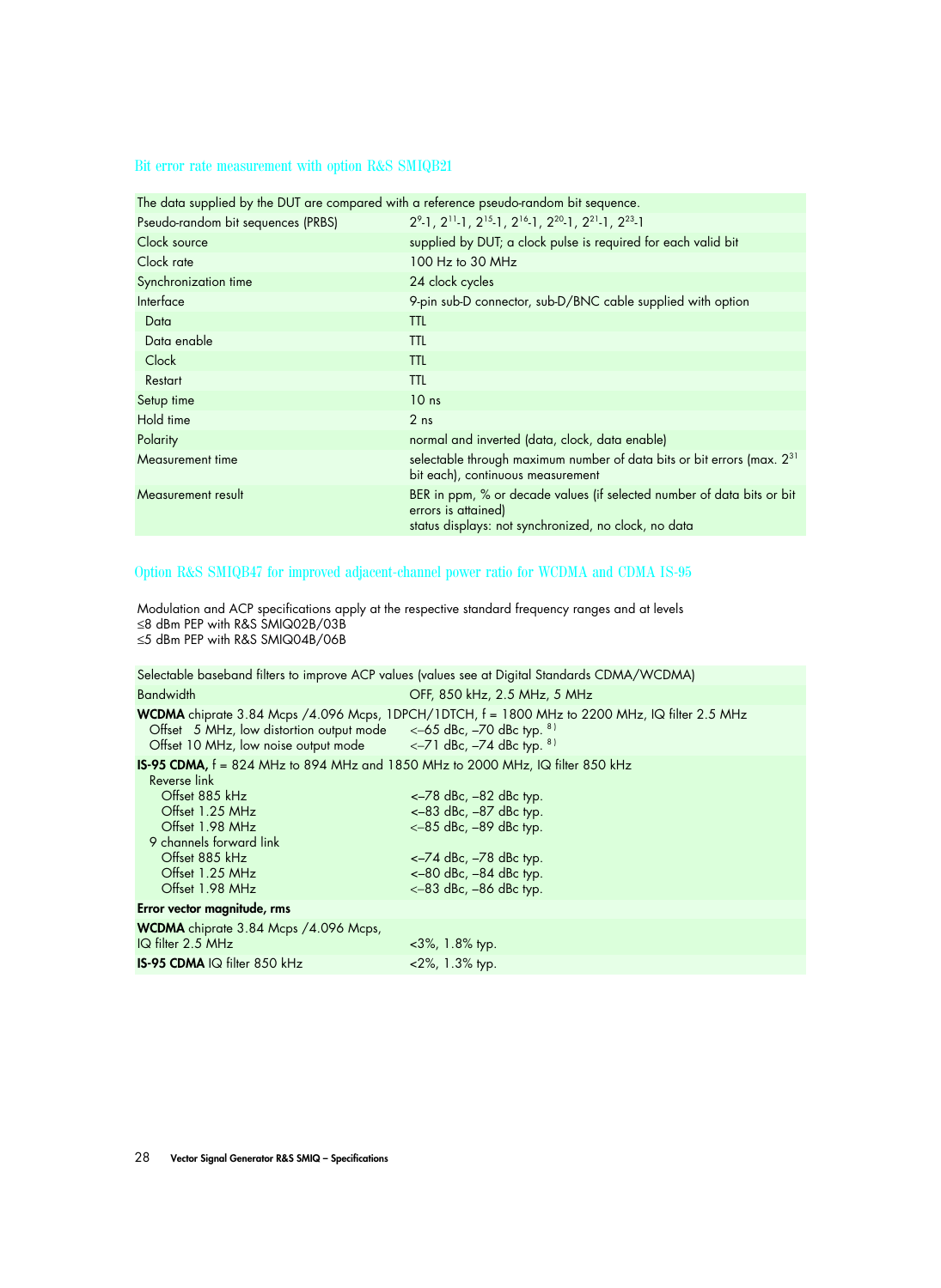## Bit error rate measurement with option R&S SMIQB21

| The data supplied by the DUT are compared with a reference pseudo-random bit sequence. | |
|---|---|
| Pseudo-random bit sequences (PRBS) | $2^9$-1, $2^{11}$-1, $2^{15}$-1, $2^{16}$-1, $2^{20}$-1, $2^{21}$-1, $2^{23}$-1 |
| Clock source | supplied by DUT; a clock pulse is required for each valid bit |
| Clock rate | 100 Hz to 30 MHz |
| Synchronization time | 24 clock cycles |
| Interface | 9-pin sub-D connector, sub-D/BNC cable supplied with option |
| Data | TTL |
| Data enable | TTL |
| Clock | TTL |
| Restart | TTL |
| Setup time | 10 ns |
| Hold time | 2 ns |
| Polarity | normal and inverted (data, clock, data enable) |
| Measurement time | selectable through maximum number of data bits or bit errors (max. $2^{31}$ bit each), continuous measurement |
| Measurement result | BER in ppm, % or decade values (if selected number of data bits or bit errors is attained)<br>status displays: not synchronized, no clock, no data |

## Option R&S SMIQB47 for improved adjacent-channel power ratio for WCDMA and CDMA IS-95

Modulation and ACP specifications apply at the respective standard frequency ranges and at levels
≤8 dBm PEP with R&S SMIQ02B/03B
≤5 dBm PEP with R&S SMIQ04B/06B

| Selectable baseband filters to improve ACP values (values see at Digital Standards CDMA/WCDMA) | |
|---|---|
| Bandwidth | OFF, 850 kHz, 2.5 MHz, 5 MHz |
| **WCDMA** chiprate 3.84 Mcps /4.096 Mcps, 1DPCH/1DTCH, f = 1800 MHz to 2200 MHz, IQ filter 2.5 MHz | |
| Offset 5 MHz, low distortion output mode | <–65 dBc, –70 dBc typ. [8)] |
| Offset 10 MHz, low noise output mode | <–71 dBc, –74 dBc typ. [8)] |
| **IS-95 CDMA,** f = 824 MHz to 894 MHz and 1850 MHz to 2000 MHz, IQ filter 850 kHz | |
| Reverse link | |
| Offset 885 kHz | <–78 dBc, –82 dBc typ. |
| Offset 1.25 MHz | <–83 dBc, –87 dBc typ. |
| Offset 1.98 MHz | <–85 dBc, –89 dBc typ. |
| 9 channels forward link | |
| Offset 885 kHz | <–74 dBc, –78 dBc typ. |
| Offset 1.25 MHz | <–80 dBc, –84 dBc typ. |
| Offset 1.98 MHz | <–83 dBc, –86 dBc typ. |
| **Error vector magnitude, rms** | |
| **WCDMA** chiprate 3.84 Mcps /4.096 Mcps, IQ filter 2.5 MHz | <3%, 1.8% typ. |
| **IS-95 CDMA** IQ filter 850 kHz | <2%, 1.3% typ. |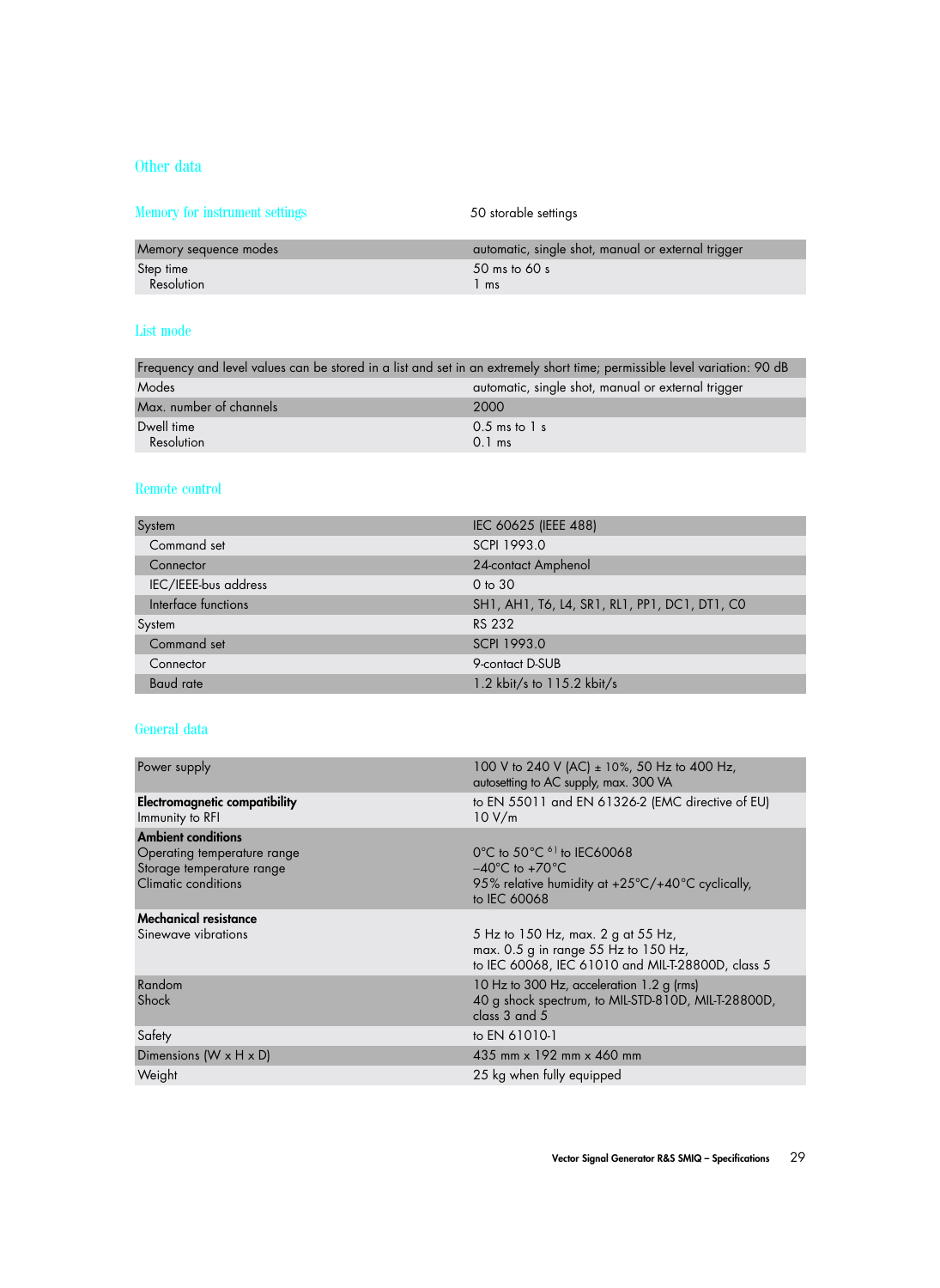## Other data

### Memory for instrument settings

50 storable settings

| | |
|---|---|
| Memory sequence modes | automatic, single shot, manual or external trigger |
| Step time<br>Resolution | 50 ms to 60 s<br>1 ms |

### List mode

| | |
|---|---|
| Frequency and level values can be stored in a list and set in an extremely short time; permissible level variation: 90 dB | |
| Modes | automatic, single shot, manual or external trigger |
| Max. number of channels | 2000 |
| Dwell time<br>Resolution | 0.5 ms to 1 s<br>0.1 ms |

### Remote control

| | |
|---|---|
| System | IEC 60625 (IEEE 488) |
| Command set | SCPI 1993.0 |
| Connector | 24-contact Amphenol |
| IEC/IEEE-bus address | 0 to 30 |
| Interface functions | SH1, AH1, T6, L4, SR1, RL1, PP1, DC1, DT1, C0 |
| System | RS 232 |
| Command set | SCPI 1993.0 |
| Connector | 9-contact D-SUB |
| Baud rate | 1.2 kbit/s to 115.2 kbit/s |

### General data

| | |
|---|---|
| Power supply | 100 V to 240 V (AC) ± 10%, 50 Hz to 400 Hz, autosetting to AC supply, max. 300 VA |
| **Electromagnetic compatibility**<br>Immunity to RFI | to EN 55011 and EN 61326-2 (EMC directive of EU)<br>10 V/m |
| **Ambient conditions**<br>Operating temperature range<br>Storage temperature range<br>Climatic conditions | <br>0°C to 50°C [6] to IEC60068<br>–40°C to +70°C<br>95% relative humidity at +25°C/+40°C cyclically, to IEC 60068 |
| **Mechanical resistance**<br>Sinewave vibrations | <br>5 Hz to 150 Hz, max. 2 g at 55 Hz, max. 0.5 g in range 55 Hz to 150 Hz, to IEC 60068, IEC 61010 and MIL-T-28800D, class 5 |
| Random<br>Shock | 10 Hz to 300 Hz, acceleration 1.2 g (rms)<br>40 g shock spectrum, to MIL-STD-810D, MIL-T-28800D, class 3 and 5 |
| Safety | to EN 61010-1 |
| Dimensions (W x H x D) | 435 mm x 192 mm x 460 mm |
| Weight | 25 kg when fully equipped |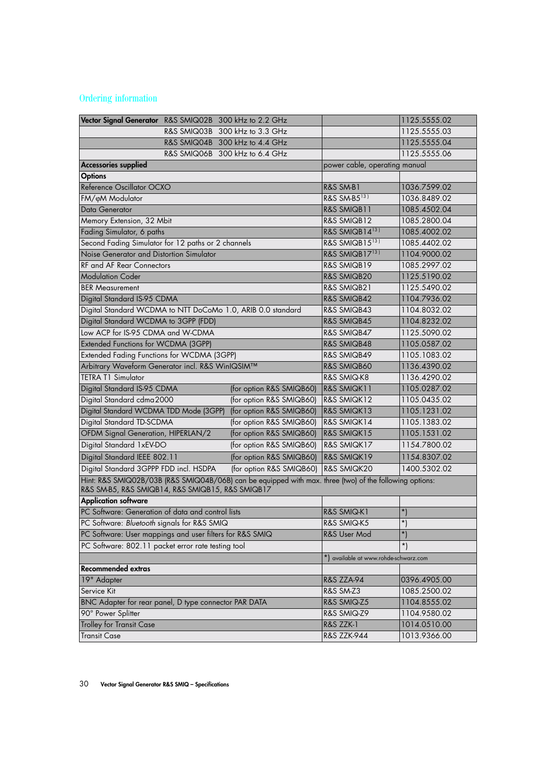## Ordering information

| | | |
|---|---|---|
| **Vector Signal Generator** R&S SMIQ02B 300 kHz to 2.2 GHz | | 1125.5555.02 |
| R&S SMIQ03B 300 kHz to 3.3 GHz | | 1125.5555.03 |
| R&S SMIQ04B 300 kHz to 4.4 GHz | | 1125.5555.04 |
| R&S SMIQ06B 300 kHz to 6.4 GHz | | 1125.5555.06 |
| **Accessories supplied** | power cable, operating manual | |
| **Options** | | |
| Reference Oscillator OCXO | R&S SM-B1 | 1036.7599.02 |
| FM/φM Modulator | R&S SM-B5[13] | 1036.8489.02 |
| Data Generator | R&S SMIQB11 | 1085.4502.04 |
| Memory Extension, 32 Mbit | R&S SMIQB12 | 1085.2800.04 |
| Fading Simulator, 6 paths | R&S SMIQB14[13] | 1085.4002.02 |
| Second Fading Simulator for 12 paths or 2 channels | R&S SMIQB15[13] | 1085.4402.02 |
| Noise Generator and Distortion Simulator | R&S SMIQB17[13] | 1104.9000.02 |
| RF and AF Rear Connectors | R&S SMIQB19 | 1085.2997.02 |
| Modulation Coder | R&S SMIQB20 | 1125.5190.02 |
| BER Measurement | R&S SMIQB21 | 1125.5490.02 |
| Digital Standard IS-95 CDMA | R&S SMIQB42 | 1104.7936.02 |
| Digital Standard WCDMA to NTT DoCoMo 1.0, ARIB 0.0 standard | R&S SMIQB43 | 1104.8032.02 |
| Digital Standard WCDMA to 3GPP (FDD) | R&S SMIQB45 | 1104.8232.02 |
| Low ACP for IS-95 CDMA and W-CDMA | R&S SMIQB47 | 1125.5090.02 |
| Extended Functions for WCDMA (3GPP) | R&S SMIQB48 | 1105.0587.02 |
| Extended Fading Functions for WCDMA (3GPP) | R&S SMIQB49 | 1105.1083.02 |
| Arbitrary Waveform Generator incl. R&S WinIQSIM™ | R&S SMIQB60 | 1136.4390.02 |
| TETRA T1 Simulator | R&S SMIQ-K8 | 1136.4290.02 |
| Digital Standard IS-95 CDMA (for option R&S SMIQB60) | R&S SMIQK11 | 1105.0287.02 |
| Digital Standard cdma2000 (for option R&S SMIQB60) | R&S SMIQK12 | 1105.0435.02 |
| Digital Standard WCDMA TDD Mode (3GPP) (for option R&S SMIQB60) | R&S SMIQK13 | 1105.1231.02 |
| Digital Standard TD-SCDMA (for option R&S SMIQB60) | R&S SMIQK14 | 1105.1383.02 |
| OFDM Signal Generation, HIPERLAN/2 (for option R&S SMIQB60) | R&S SMIQK15 | 1105.1531.02 |
| Digital Standard 1xEV-DO (for option R&S SMIQB60) | R&S SMIQK17 | 1154.7800.02 |
| Digital Standard IEEE 802.11 (for option R&S SMIQB60) | R&S SMIQK19 | 1154.8307.02 |
| Digital Standard 3GPPP FDD incl. HSDPA (for option R&S SMIQB60) | R&S SMIQK20 | 1400.5302.02 |
| Hint: R&S SMIQ02B/03B (R&S SMIQ04B/06B) can be equipped with max. three (two) of the following options: R&S SM-B5, R&S SMIQB14, R&S SMIQB15, R&S SMIQB17 | | |
| **Application software** | | |
| PC Software: Generation of data and control lists | R&S SMIQ-K1 | *) |
| PC Software: *Bluetooth* signals for R&S SMIQ | R&S SMIQ-K5 | *) |
| PC Software: User mappings and user filters for R&S SMIQ | R&S User Mod | *) |
| PC Software: 802.11 packet error rate testing tool | | *) |
| | *) available at www.rohde-schwarz.com | |
| **Recommended extras** | | |
| 19" Adapter | R&S ZZA-94 | 0396.4905.00 |
| Service Kit | R&S SM-Z3 | 1085.2500.02 |
| BNC Adapter for rear panel, D type connector PAR DATA | R&S SMIQ-Z5 | 1104.8555.02 |
| 90° Power Splitter | R&S SMIQ-Z9 | 1104.9580.02 |
| Trolley for Transit Case | R&S ZZK-1 | 1014.0510.00 |
| Transit Case | R&S ZZK-944 | 1013.9366.00 |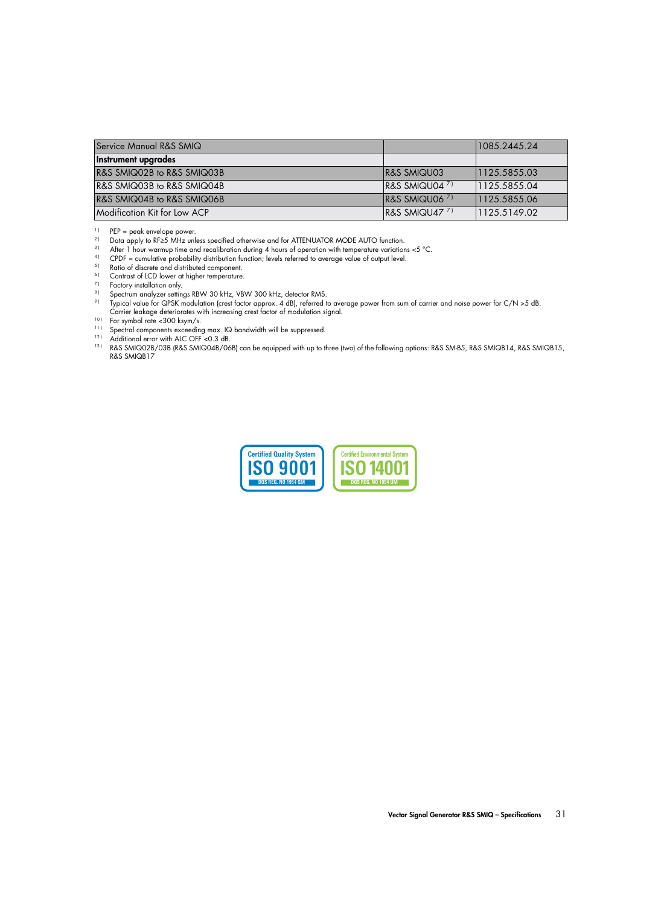| Service Manual R&S SMIQ | | 1085.2445.24 |
| --- | --- | --- |
| **Instrument upgrades** | | |
| R&S SMIQ02B to R&S SMIQ03B | R&S SMIQU03 | 1125.5855.03 |
| R&S SMIQ03B to R&S SMIQ04B | R&S SMIQU04 [7)] | 1125.5855.04 |
| R&S SMIQ04B to R&S SMIQ06B | R&S SMIQU06 [7)] | 1125.5855.06 |
| Modification Kit for Low ACP | R&S SMIQU47 [7)] | 1125.5149.02 |

[1)] PEP = peak envelope power.
[2)] Data apply to RF≥5 MHz unless specified otherwise and for ATTENUATOR MODE AUTO function.
[3)] After 1 hour warmup time and recalibration during 4 hours of operation with temperature variations <5 °C.
[4)] CPDF = cumulative probability distribution function; levels referred to average value of output level.
[5)] Ratio of discrete and distributed component.
[6)] Contrast of LCD lower at higher temperature.
[7)] Factory installation only.
[8)] Spectrum analyzer settings RBW 30 kHz, VBW 300 kHz, detector RMS.
[9)] Typical value for QPSK modulation (crest factor approx. 4 dB), referred to average power from sum of carrier and noise power for C/N >5 dB. Carrier leakage deteriorates with increasing crest factor of modulation signal.
[10)] For symbol rate <300 ksym/s.
[11)] Spectral components exceeding max. IQ bandwidth will be suppressed.
[12)] Additional error with ALC OFF <0.3 dB.
[13)] R&S SMIQ02B/03B (R&S SMIQ04B/06B) can be equipped with up to three (two) of the following options: R&S SM-B5, R&S SMIQB14, R&S SMIQB15, R&S SMIQB17

Certified Quality System ISO 9001 DQS REG. NO 1954 QM

Certified Environmental System ISO 14001 DQS REG. NO 1954 UM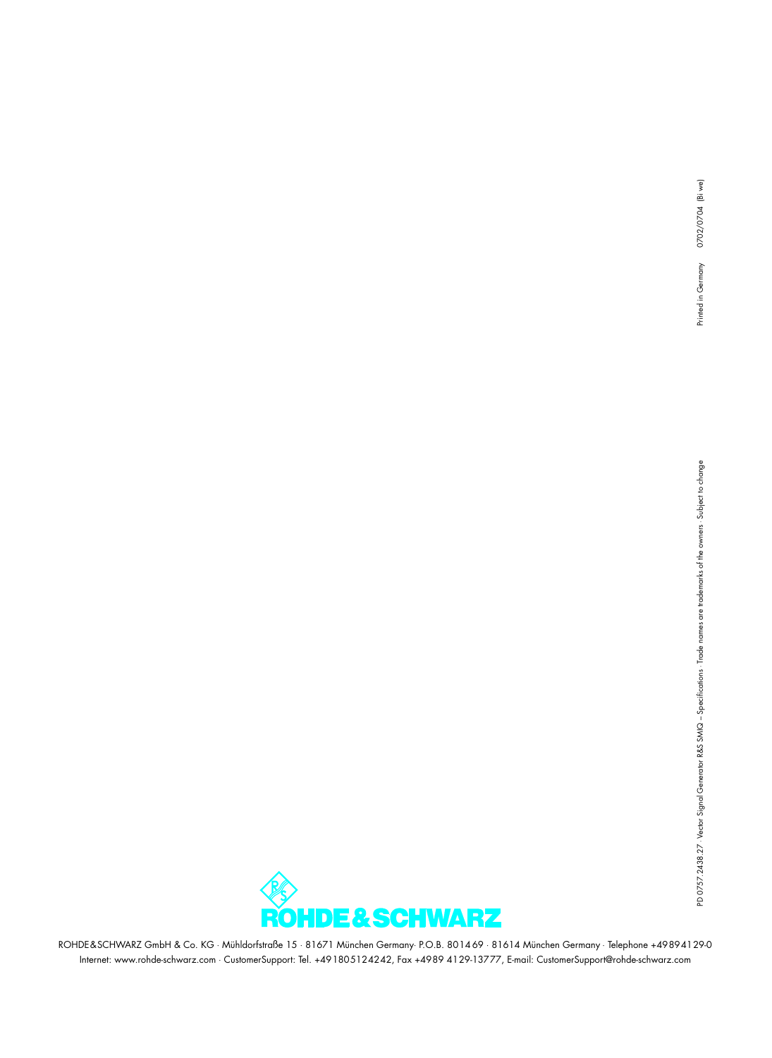ROHDE & SCHWARZ

ROHDE&SCHWARZ GmbH & Co. KG · Mühldorfstraße 15 · 81671 München Germany· P.O.B. 80 14 69 · 81614 München Germany · Telephone +49 89 41 29-0
Internet: www.rohde-schwarz.com · CustomerSupport: Tel. +49 1805 12 42 42, Fax +49 89 41 29-13777, E-mail: CustomerSupport@rohde-schwarz.com

PD 0757.2438.27 · Vector Signal Generator R&S SMIQ – Specifications · Trade names are trademarks of the owners · Subject to change

Printed in Germany 0702/0704 (Bi we)